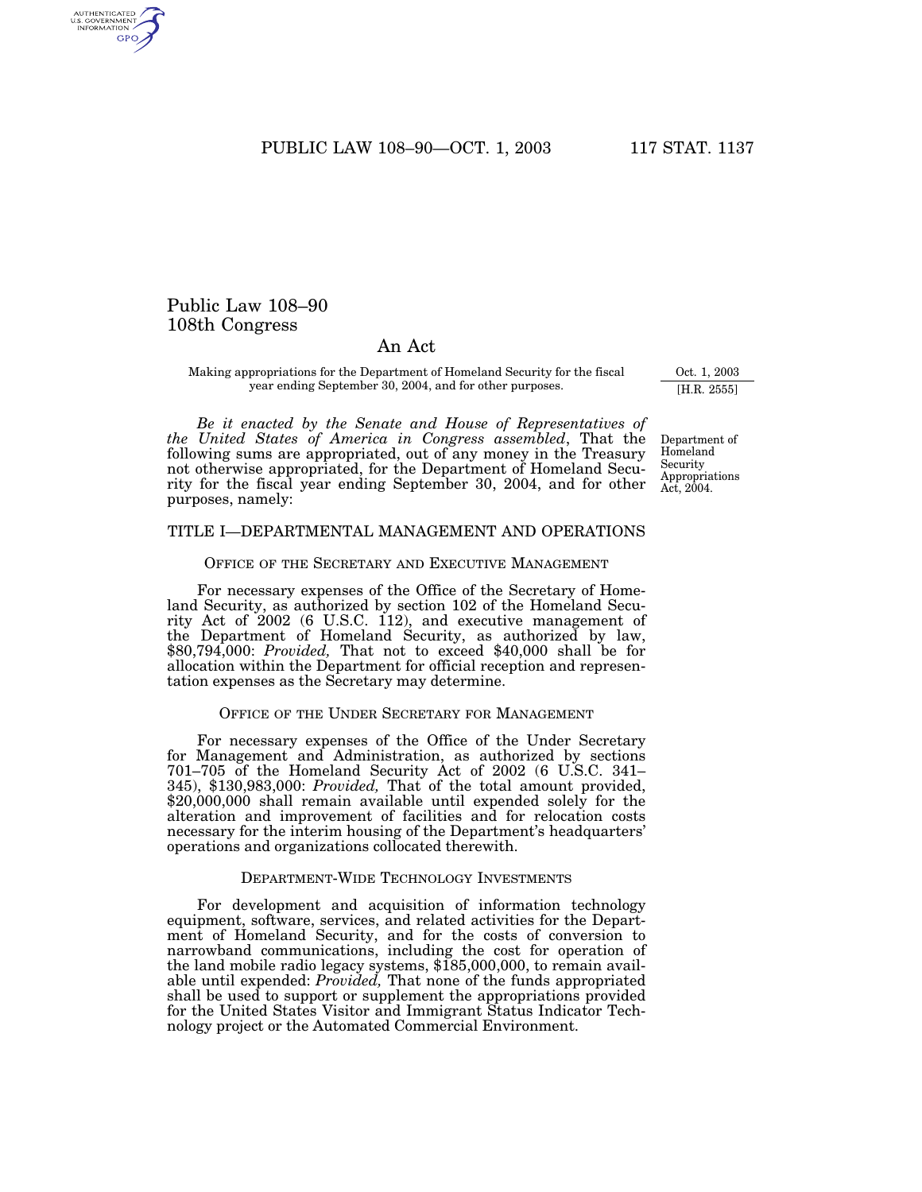# Public Law 108–90
## 108th Congress

## An Act

Making appropriations for the Department of Homeland Security for the fiscal year ending September 30, 2004, and for other purposes.

Oct. 1, 2003
[H.R. 2555]

*Be it enacted by the Senate and House of Representatives of the United States of America in Congress assembled*, That the following sums are appropriated, out of any money in the Treasury not otherwise appropriated, for the Department of Homeland Security for the fiscal year ending September 30, 2004, and for other purposes, namely:

Department of Homeland Security Appropriations Act, 2004.

## TITLE I—DEPARTMENTAL MANAGEMENT AND OPERATIONS

### Office of the Secretary and Executive Management

For necessary expenses of the Office of the Secretary of Homeland Security, as authorized by section 102 of the Homeland Security Act of 2002 (6 U.S.C. 112), and executive management of the Department of Homeland Security, as authorized by law, $80,794,000: *Provided,* That not to exceed $40,000 shall be for allocation within the Department for official reception and representation expenses as the Secretary may determine.

### Office of the Under Secretary for Management

For necessary expenses of the Office of the Under Secretary for Management and Administration, as authorized by sections 701–705 of the Homeland Security Act of 2002 (6 U.S.C. 341–345), $130,983,000: *Provided,* That of the total amount provided, $20,000,000 shall remain available until expended solely for the alteration and improvement of facilities and for relocation costs necessary for the interim housing of the Department's headquarters' operations and organizations collocated therewith.

### Department-Wide Technology Investments

For development and acquisition of information technology equipment, software, services, and related activities for the Department of Homeland Security, and for the costs of conversion to narrowband communications, including the cost for operation of the land mobile radio legacy systems, $185,000,000, to remain available until expended: *Provided,* That none of the funds appropriated shall be used to support or supplement the appropriations provided for the United States Visitor and Immigrant Status Indicator Technology project or the Automated Commercial Environment.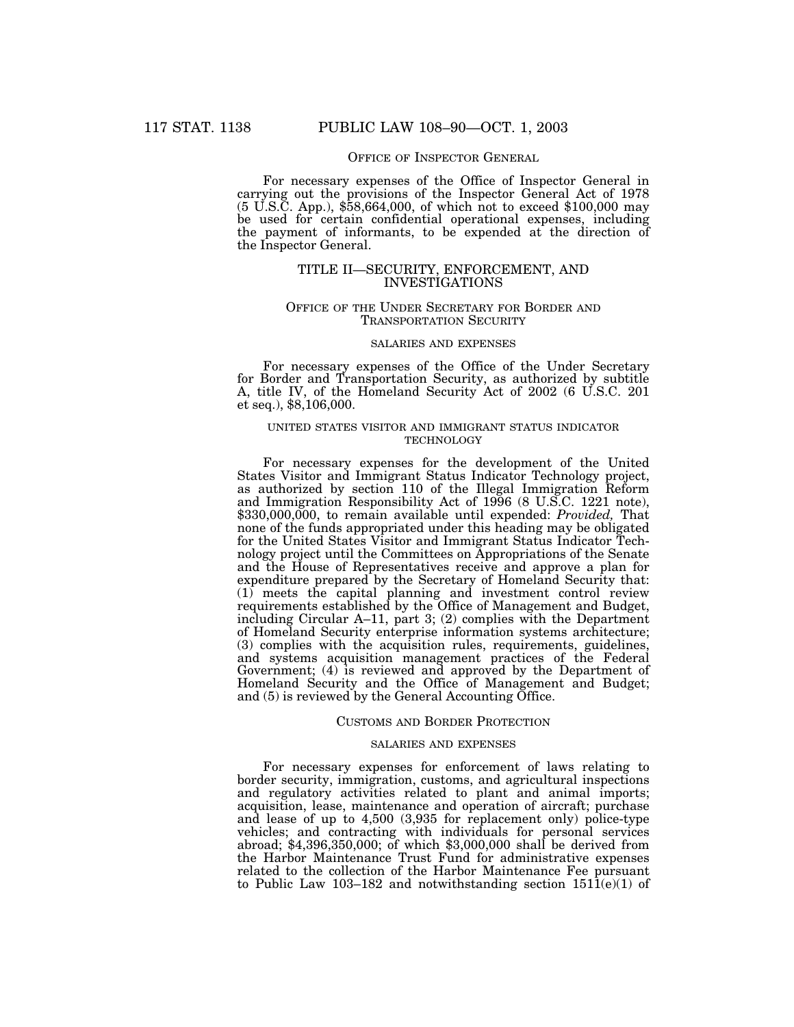### OFFICE OF INSPECTOR GENERAL

For necessary expenses of the Office of Inspector General in carrying out the provisions of the Inspector General Act of 1978 (5 U.S.C. App.), $58,664,000, of which not to exceed $100,000 may be used for certain confidential operational expenses, including the payment of informants, to be expended at the direction of the Inspector General.

## TITLE II—SECURITY, ENFORCEMENT, AND INVESTIGATIONS

### OFFICE OF THE UNDER SECRETARY FOR BORDER AND TRANSPORTATION SECURITY

#### SALARIES AND EXPENSES

For necessary expenses of the Office of the Under Secretary for Border and Transportation Security, as authorized by subtitle A, title IV, of the Homeland Security Act of 2002 (6 U.S.C. 201 et seq.), $8,106,000.

#### UNITED STATES VISITOR AND IMMIGRANT STATUS INDICATOR TECHNOLOGY

For necessary expenses for the development of the United States Visitor and Immigrant Status Indicator Technology project, as authorized by section 110 of the Illegal Immigration Reform and Immigrant Responsibility Act of 1996 (8 U.S.C. 1221 note), $330,000,000, to remain available until expended: *Provided,* That none of the funds appropriated under this heading may be obligated for the United States Visitor and Immigrant Status Indicator Technology project until the Committees on Appropriations of the Senate and the House of Representatives receive and approve a plan for expenditure prepared by the Secretary of Homeland Security that: (1) meets the capital planning and investment control review requirements established by the Office of Management and Budget, including Circular A–11, part 3; (2) complies with the Department of Homeland Security enterprise information systems architecture; (3) complies with the acquisition rules, requirements, guidelines, and systems acquisition management practices of the Federal Government; (4) is reviewed and approved by the Department of Homeland Security and the Office of Management and Budget; and (5) is reviewed by the General Accounting Office.

### CUSTOMS AND BORDER PROTECTION

#### SALARIES AND EXPENSES

For necessary expenses for enforcement of laws relating to border security, immigration, customs, and agricultural inspections and regulatory activities related to plant and animal imports; acquisition, lease, maintenance and operation of aircraft; purchase and lease of up to 4,500 (3,935 for replacement only) police-type vehicles; and contracting with individuals for personal services abroad; $4,396,350,000; of which $3,000,000 shall be derived from the Harbor Maintenance Trust Fund for administrative expenses related to the collection of the Harbor Maintenance Fee pursuant to Public Law 103–182 and notwithstanding section 1511(e)(1) of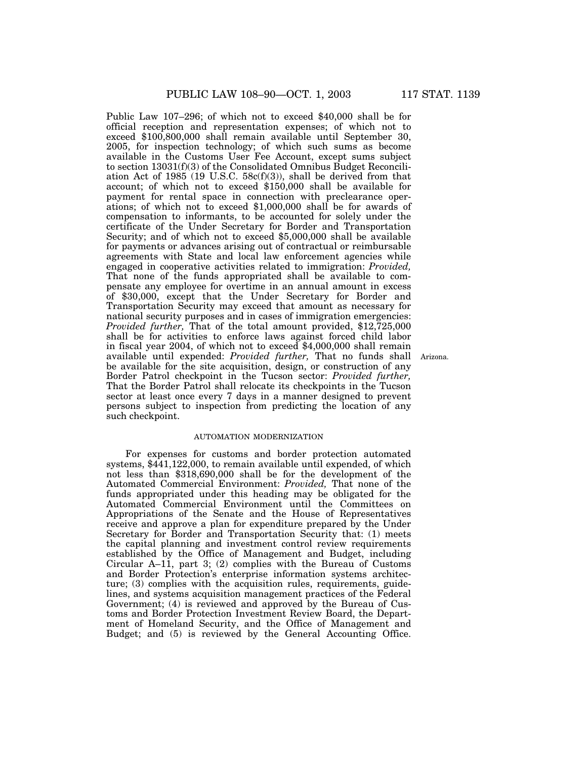Public Law 107–296; of which not to exceed $40,000 shall be for official reception and representation expenses; of which not to exceed $100,800,000 shall remain available until September 30, 2005, for inspection technology; of which such sums as become available in the Customs User Fee Account, except sums subject to section 13031(f)(3) of the Consolidated Omnibus Budget Reconciliation Act of 1985 (19 U.S.C. 58c(f)(3)), shall be derived from that account; of which not to exceed $150,000 shall be available for payment for rental space in connection with preclearance operations; of which not to exceed $1,000,000 shall be for awards of compensation to informants, to be accounted for solely under the certificate of the Under Secretary for Border and Transportation Security; and of which not to exceed $5,000,000 shall be available for payments or advances arising out of contractual or reimbursable agreements with State and local law enforcement agencies while engaged in cooperative activities related to immigration: *Provided,* That none of the funds appropriated shall be available to compensate any employee for overtime in an annual amount in excess of $30,000, except that the Under Secretary for Border and Transportation Security may exceed that amount as necessary for national security purposes and in cases of immigration emergencies: *Provided further,* That of the total amount provided, $12,725,000 shall be for activities to enforce laws against forced child labor in fiscal year 2004, of which not to exceed $4,000,000 shall remain available until expended: *Provided further,* That no funds shall be available for the site acquisition, design, or construction of any Border Patrol checkpoint in the Tucson sector: *Provided further,* That the Border Patrol shall relocate its checkpoints in the Tucson sector at least once every 7 days in a manner designed to prevent persons subject to inspection from predicting the location of any such checkpoint.

Arizona.

AUTOMATION MODERNIZATION

For expenses for customs and border protection automated systems, $441,122,000, to remain available until expended, of which not less than $318,690,000 shall be for the development of the Automated Commercial Environment: *Provided,* That none of the funds appropriated under this heading may be obligated for the Automated Commercial Environment until the Committees on Appropriations of the Senate and the House of Representatives receive and approve a plan for expenditure prepared by the Under Secretary for Border and Transportation Security that: (1) meets the capital planning and investment control review requirements established by the Office of Management and Budget, including Circular A–11, part 3; (2) complies with the Bureau of Customs and Border Protection's enterprise information systems architecture; (3) complies with the acquisition rules, requirements, guidelines, and systems acquisition management practices of the Federal Government; (4) is reviewed and approved by the Bureau of Customs and Border Protection Investment Review Board, the Department of Homeland Security, and the Office of Management and Budget; and (5) is reviewed by the General Accounting Office.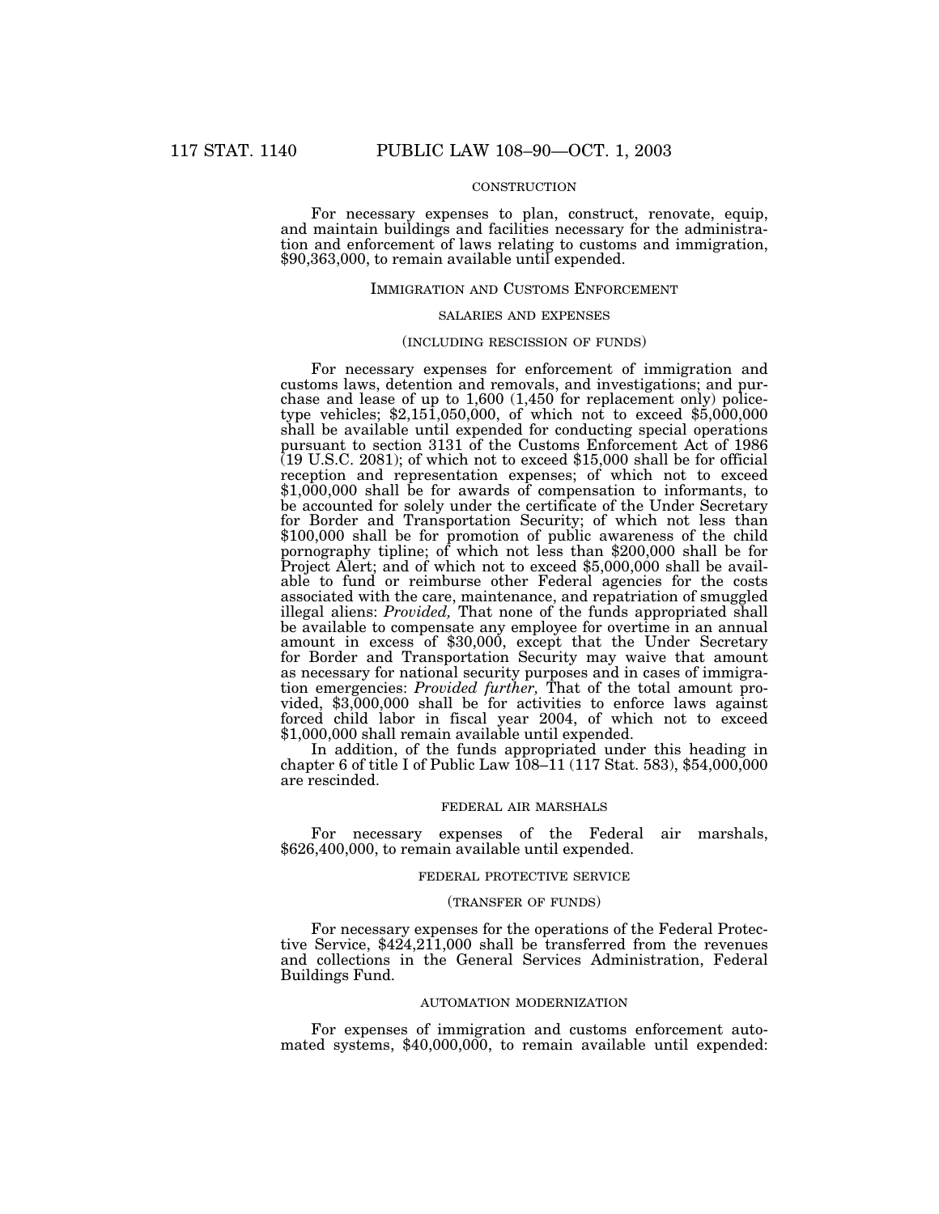CONSTRUCTION

For necessary expenses to plan, construct, renovate, equip, and maintain buildings and facilities necessary for the administration and enforcement of laws relating to customs and immigration, $90,363,000, to remain available until expended.

## IMMIGRATION AND CUSTOMS ENFORCEMENT

SALARIES AND EXPENSES

(INCLUDING RESCISSION OF FUNDS)

For necessary expenses for enforcement of immigration and customs laws, detention and removals, and investigations; and purchase and lease of up to 1,600 (1,450 for replacement only) police-type vehicles; $2,151,050,000, of which not to exceed $5,000,000 shall be available until expended for conducting special operations pursuant to section 3131 of the Customs Enforcement Act of 1986 (19 U.S.C. 2081); of which not to exceed $15,000 shall be for official reception and representation expenses; of which not to exceed $1,000,000 shall be for awards of compensation to informants, to be accounted for solely under the certificate of the Under Secretary for Border and Transportation Security; of which not less than $100,000 shall be for promotion of public awareness of the child pornography tipline; of which not less than $200,000 shall be for Project Alert; and of which not to exceed $5,000,000 shall be available to fund or reimburse other Federal agencies for the costs associated with the care, maintenance, and repatriation of smuggled illegal aliens: *Provided,* That none of the funds appropriated shall be available to compensate any employee for overtime in an annual amount in excess of $30,000, except that the Under Secretary for Border and Transportation Security may waive that amount as necessary for national security purposes and in cases of immigration emergencies: *Provided further,* That of the total amount provided, $3,000,000 shall be for activities to enforce laws against forced child labor in fiscal year 2004, of which not to exceed $1,000,000 shall remain available until expended.

In addition, of the funds appropriated under this heading in chapter 6 of title I of Public Law 108–11 (117 Stat. 583), $54,000,000 are rescinded.

FEDERAL AIR MARSHALS

For necessary expenses of the Federal air marshals, $626,400,000, to remain available until expended.

FEDERAL PROTECTIVE SERVICE

(TRANSFER OF FUNDS)

For necessary expenses for the operations of the Federal Protective Service, $424,211,000 shall be transferred from the revenues and collections in the General Services Administration, Federal Buildings Fund.

AUTOMATION MODERNIZATION

For expenses of immigration and customs enforcement automated systems, $40,000,000, to remain available until expended: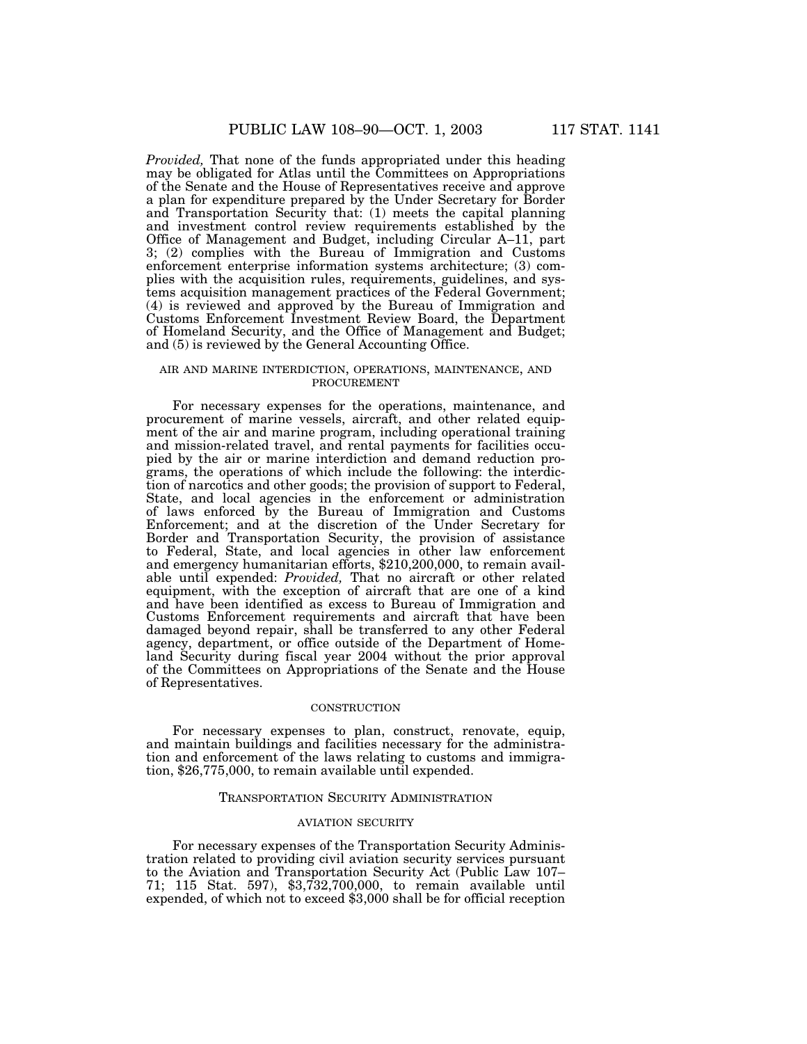*Provided,* That none of the funds appropriated under this heading may be obligated for Atlas until the Committees on Appropriations of the Senate and the House of Representatives receive and approve a plan for expenditure prepared by the Under Secretary for Border and Transportation Security that: (1) meets the capital planning and investment control review requirements established by the Office of Management and Budget, including Circular A–11, part 3; (2) complies with the Bureau of Immigration and Customs enforcement enterprise information systems architecture; (3) complies with the acquisition rules, requirements, guidelines, and systems acquisition management practices of the Federal Government; (4) is reviewed and approved by the Bureau of Immigration and Customs Enforcement Investment Review Board, the Department of Homeland Security, and the Office of Management and Budget; and (5) is reviewed by the General Accounting Office.

AIR AND MARINE INTERDICTION, OPERATIONS, MAINTENANCE, AND PROCUREMENT

For necessary expenses for the operations, maintenance, and procurement of marine vessels, aircraft, and other related equipment of the air and marine program, including operational training and mission-related travel, and rental payments for facilities occupied by the air or marine interdiction and demand reduction programs, the operations of which include the following: the interdiction of narcotics and other goods; the provision of support to Federal, State, and local agencies in the enforcement or administration of laws enforced by the Bureau of Immigration and Customs Enforcement; and at the discretion of the Under Secretary for Border and Transportation Security, the provision of assistance to Federal, State, and local agencies in other law enforcement and emergency humanitarian efforts, $210,200,000, to remain available until expended: *Provided,* That no aircraft or other related equipment, with the exception of aircraft that are one of a kind and have been identified as excess to Bureau of Immigration and Customs Enforcement requirements and aircraft that have been damaged beyond repair, shall be transferred to any other Federal agency, department, or office outside of the Department of Homeland Security during fiscal year 2004 without the prior approval of the Committees on Appropriations of the Senate and the House of Representatives.

CONSTRUCTION

For necessary expenses to plan, construct, renovate, equip, and maintain buildings and facilities necessary for the administration and enforcement of the laws relating to customs and immigration, $26,775,000, to remain available until expended.

TRANSPORTATION SECURITY ADMINISTRATION

AVIATION SECURITY

For necessary expenses of the Transportation Security Administration related to providing civil aviation security services pursuant to the Aviation and Transportation Security Act (Public Law 107–71; 115 Stat. 597), $3,732,700,000, to remain available until expended, of which not to exceed $3,000 shall be for official reception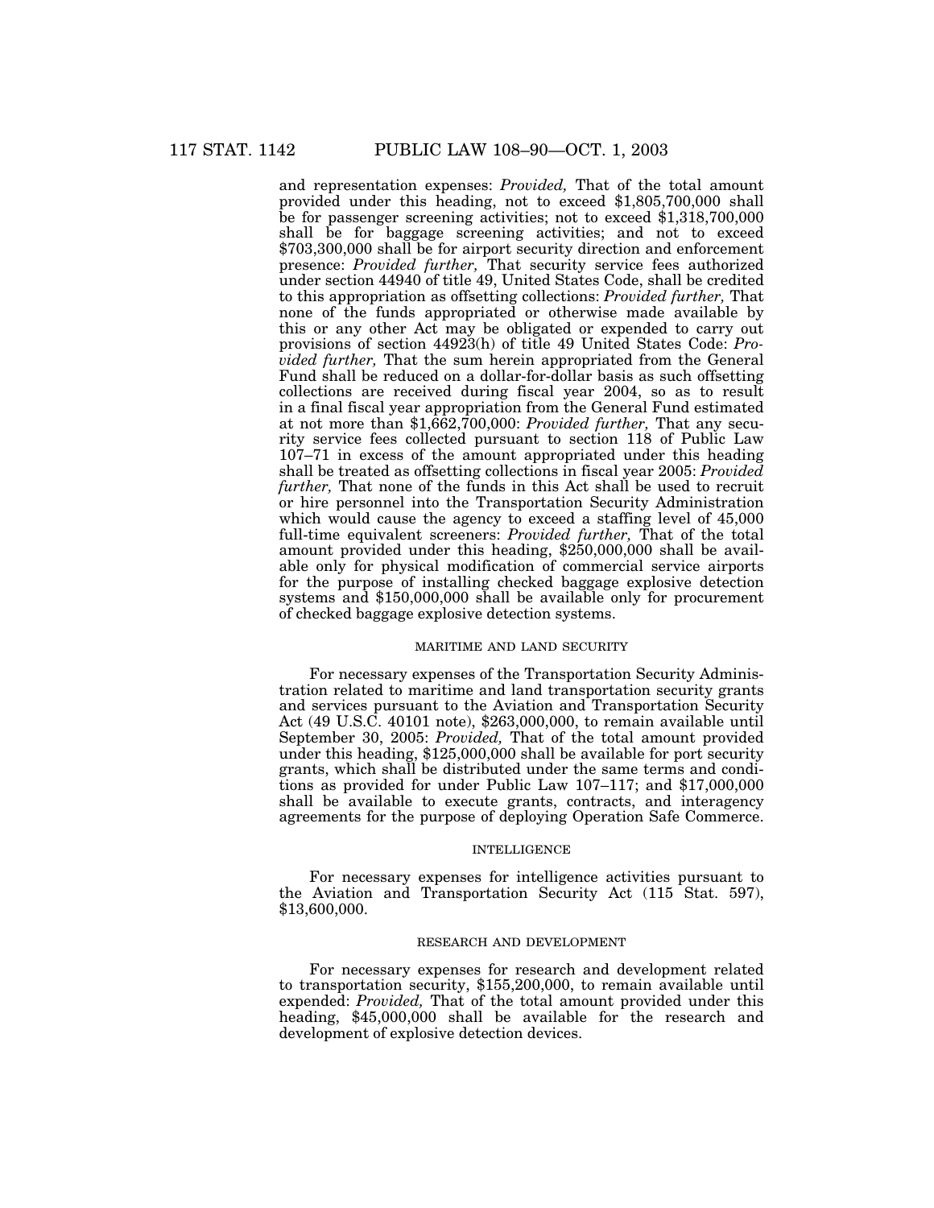and representation expenses: *Provided,* That of the total amount provided under this heading, not to exceed $1,805,700,000 shall be for passenger screening activities; not to exceed $1,318,700,000 shall be for baggage screening activities; and not to exceed $703,300,000 shall be for airport security direction and enforcement presence: *Provided further,* That security service fees authorized under section 44940 of title 49, United States Code, shall be credited to this appropriation as offsetting collections: *Provided further,* That none of the funds appropriated or otherwise made available by this or any other Act may be obligated or expended to carry out provisions of section 44923(h) of title 49 United States Code: *Provided further,* That the sum herein appropriated from the General Fund shall be reduced on a dollar-for-dollar basis as such offsetting collections are received during fiscal year 2004, so as to result in a final fiscal year appropriation from the General Fund estimated at not more than $1,662,700,000: *Provided further,* That any security service fees collected pursuant to section 118 of Public Law 107–71 in excess of the amount appropriated under this heading shall be treated as offsetting collections in fiscal year 2005: *Provided further,* That none of the funds in this Act shall be used to recruit or hire personnel into the Transportation Security Administration which would cause the agency to exceed a staffing level of 45,000 full-time equivalent screeners: *Provided further,* That of the total amount provided under this heading, $250,000,000 shall be available only for physical modification of commercial service airports for the purpose of installing checked baggage explosive detection systems and $150,000,000 shall be available only for procurement of checked baggage explosive detection systems.

MARITIME AND LAND SECURITY

For necessary expenses of the Transportation Security Administration related to maritime and land transportation security grants and services pursuant to the Aviation and Transportation Security Act (49 U.S.C. 40101 note), $263,000,000, to remain available until September 30, 2005: *Provided,* That of the total amount provided under this heading, $125,000,000 shall be available for port security grants, which shall be distributed under the same terms and conditions as provided for under Public Law 107–117; and $17,000,000 shall be available to execute grants, contracts, and interagency agreements for the purpose of deploying Operation Safe Commerce.

INTELLIGENCE

For necessary expenses for intelligence activities pursuant to the Aviation and Transportation Security Act (115 Stat. 597), $13,600,000.

RESEARCH AND DEVELOPMENT

For necessary expenses for research and development related to transportation security, $155,200,000, to remain available until expended: *Provided,* That of the total amount provided under this heading, $45,000,000 shall be available for the research and development of explosive detection devices.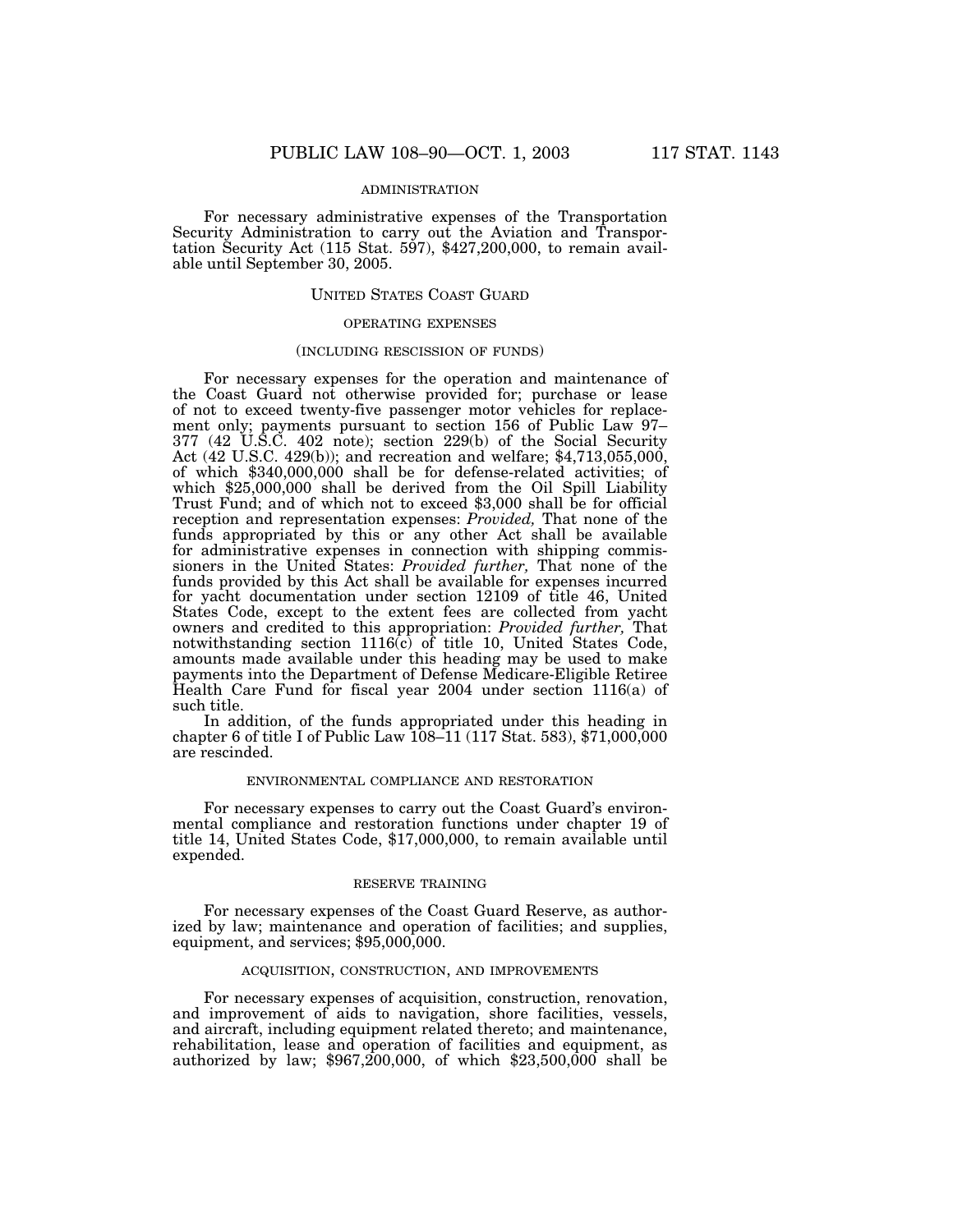ADMINISTRATION

For necessary administrative expenses of the Transportation Security Administration to carry out the Aviation and Transportation Security Act (115 Stat. 597), $427,200,000, to remain available until September 30, 2005.

## UNITED STATES COAST GUARD

### OPERATING EXPENSES

(INCLUDING RESCISSION OF FUNDS)

For necessary expenses for the operation and maintenance of the Coast Guard not otherwise provided for; purchase or lease of not to exceed twenty-five passenger motor vehicles for replacement only; payments pursuant to section 156 of Public Law 97–377 (42 U.S.C. 402 note); section 229(b) of the Social Security Act (42 U.S.C. 429(b)); and recreation and welfare; $4,713,055,000, of which $340,000,000 shall be for defense-related activities; of which $25,000,000 shall be derived from the Oil Spill Liability Trust Fund; and of which not to exceed $3,000 shall be for official reception and representation expenses: *Provided,* That none of the funds appropriated by this or any other Act shall be available for administrative expenses in connection with shipping commissioners in the United States: *Provided further,* That none of the funds provided by this Act shall be available for expenses incurred for yacht documentation under section 12109 of title 46, United States Code, except to the extent fees are collected from yacht owners and credited to this appropriation: *Provided further,* That notwithstanding section 1116(c) of title 10, United States Code, amounts made available under this heading may be used to make payments into the Department of Defense Medicare-Eligible Retiree Health Care Fund for fiscal year 2004 under section 1116(a) of such title.

In addition, of the funds appropriated under this heading in chapter 6 of title I of Public Law 108–11 (117 Stat. 583), $71,000,000 are rescinded.

### ENVIRONMENTAL COMPLIANCE AND RESTORATION

For necessary expenses to carry out the Coast Guard's environmental compliance and restoration functions under chapter 19 of title 14, United States Code, $17,000,000, to remain available until expended.

### RESERVE TRAINING

For necessary expenses of the Coast Guard Reserve, as authorized by law; maintenance and operation of facilities; and supplies, equipment, and services; $95,000,000.

### ACQUISITION, CONSTRUCTION, AND IMPROVEMENTS

For necessary expenses of acquisition, construction, renovation, and improvement of aids to navigation, shore facilities, vessels, and aircraft, including equipment related thereto; and maintenance, rehabilitation, lease and operation of facilities and equipment, as authorized by law; $967,200,000, of which $23,500,000 shall be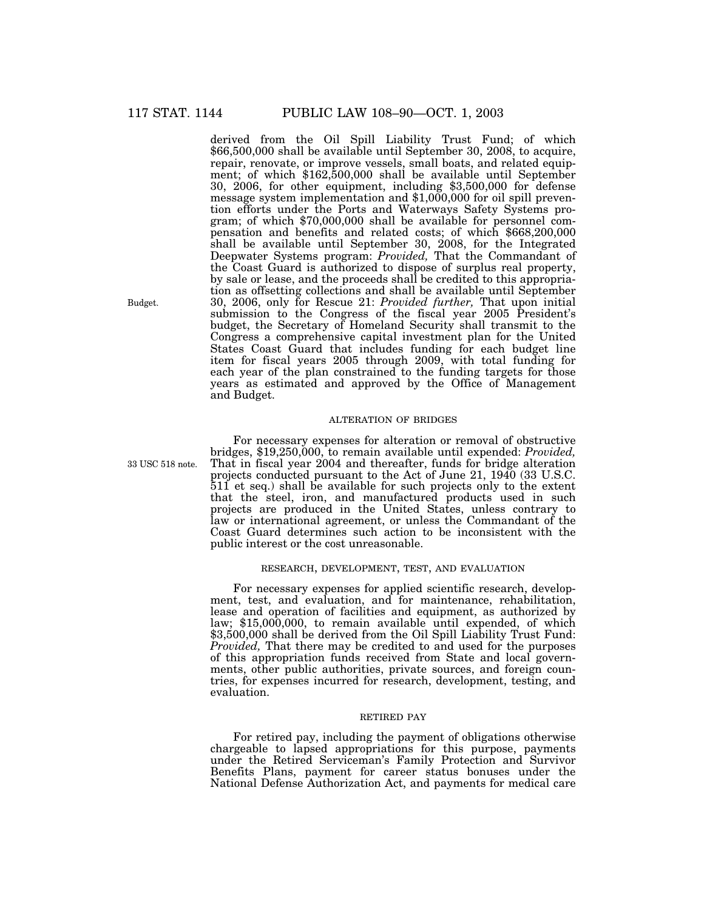derived from the Oil Spill Liability Trust Fund; of which $66,500,000 shall be available until September 30, 2008, to acquire, repair, renovate, or improve vessels, small boats, and related equipment; of which $162,500,000 shall be available until September 30, 2006, for other equipment, including $3,500,000 for defense message system implementation and $1,000,000 for oil spill prevention efforts under the Ports and Waterways Safety Systems program; of which $70,000,000 shall be available for personnel compensation and benefits and related costs; of which $668,200,000 shall be available until September 30, 2008, for the Integrated Deepwater Systems program: *Provided,* That the Commandant of the Coast Guard is authorized to dispose of surplus real property, by sale or lease, and the proceeds shall be credited to this appropriation as offsetting collections and shall be available until September 30, 2006, only for Rescue 21: *Provided further,* That upon initial submission to the Congress of the fiscal year 2005 President's budget, the Secretary of Homeland Security shall transmit to the Congress a comprehensive capital investment plan for the United States Coast Guard that includes funding for each budget line item for fiscal years 2005 through 2009, with total funding for each year of the plan constrained to the funding targets for those years as estimated and approved by the Office of Management and Budget.

Budget.

ALTERATION OF BRIDGES

For necessary expenses for alteration or removal of obstructive bridges, $19,250,000, to remain available until expended: *Provided,* That in fiscal year 2004 and thereafter, funds for bridge alteration projects conducted pursuant to the Act of June 21, 1940 (33 U.S.C. 511 et seq.) shall be available for such projects only to the extent that the steel, iron, and manufactured products used in such projects are produced in the United States, unless contrary to law or international agreement, or unless the Commandant of the Coast Guard determines such action to be inconsistent with the public interest or the cost unreasonable.

33 USC 518 note.

RESEARCH, DEVELOPMENT, TEST, AND EVALUATION

For necessary expenses for applied scientific research, development, test, and evaluation, and for maintenance, rehabilitation, lease and operation of facilities and equipment, as authorized by law; $15,000,000, to remain available until expended, of which $3,500,000 shall be derived from the Oil Spill Liability Trust Fund: *Provided,* That there may be credited to and used for the purposes of this appropriation funds received from State and local governments, other public authorities, private sources, and foreign countries, for expenses incurred for research, development, testing, and evaluation.

RETIRED PAY

For retired pay, including the payment of obligations otherwise chargeable to lapsed appropriations for this purpose, payments under the Retired Serviceman's Family Protection and Survivor Benefits Plans, payment for career status bonuses under the National Defense Authorization Act, and payments for medical care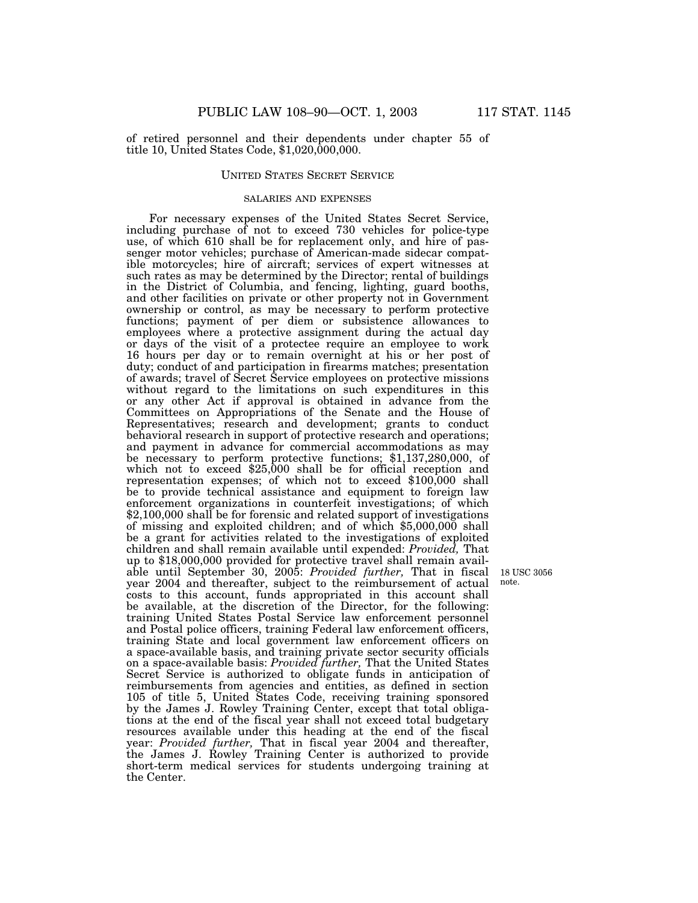of retired personnel and their dependents under chapter 55 of title 10, United States Code, $1,020,000,000.

### UNITED STATES SECRET SERVICE

#### SALARIES AND EXPENSES

For necessary expenses of the United States Secret Service, including purchase of not to exceed 730 vehicles for police-type use, of which 610 shall be for replacement only, and hire of passenger motor vehicles; purchase of American-made sidecar compatible motorcycles; hire of aircraft; services of expert witnesses at such rates as may be determined by the Director; rental of buildings in the District of Columbia, and fencing, lighting, guard booths, and other facilities on private or other property not in Government ownership or control, as may be necessary to perform protective functions; payment of per diem or subsistence allowances to employees where a protective assignment during the actual day or days of the visit of a protectee require an employee to work 16 hours per day or to remain overnight at his or her post of duty; conduct of and participation in firearms matches; presentation of awards; travel of Secret Service employees on protective missions without regard to the limitations on such expenditures in this or any other Act if approval is obtained in advance from the Committees on Appropriations of the Senate and the House of Representatives; research and development; grants to conduct behavioral research in support of protective research and operations; and payment in advance for commercial accommodations as may be necessary to perform protective functions; $1,137,280,000, of which not to exceed $25,000 shall be for official reception and representation expenses; of which not to exceed $100,000 shall be to provide technical assistance and equipment to foreign law enforcement organizations in counterfeit investigations; of which $2,100,000 shall be for forensic and related support of investigations of missing and exploited children; and of which $5,000,000 shall be a grant for activities related to the investigations of exploited children and shall remain available until expended: *Provided,* That up to $18,000,000 provided for protective travel shall remain available until September 30, 2005: *Provided further,* That in fiscal year 2004 and thereafter, subject to the reimbursement of actual costs to this account, funds appropriated in this account shall be available, at the discretion of the Director, for the following: training United States Postal Service law enforcement personnel and Postal police officers, training Federal law enforcement officers, training State and local government law enforcement officers on a space-available basis, and training private sector security officials on a space-available basis: *Provided further,* That the United States Secret Service is authorized to obligate funds in anticipation of reimbursements from agencies and entities, as defined in section 105 of title 5, United States Code, receiving training sponsored by the James J. Rowley Training Center, except that total obligations at the end of the fiscal year shall not exceed total budgetary resources available under this heading at the end of the fiscal year: *Provided further,* That in fiscal year 2004 and thereafter, the James J. Rowley Training Center is authorized to provide short-term medical services for students undergoing training at the Center.

18 USC 3056 note.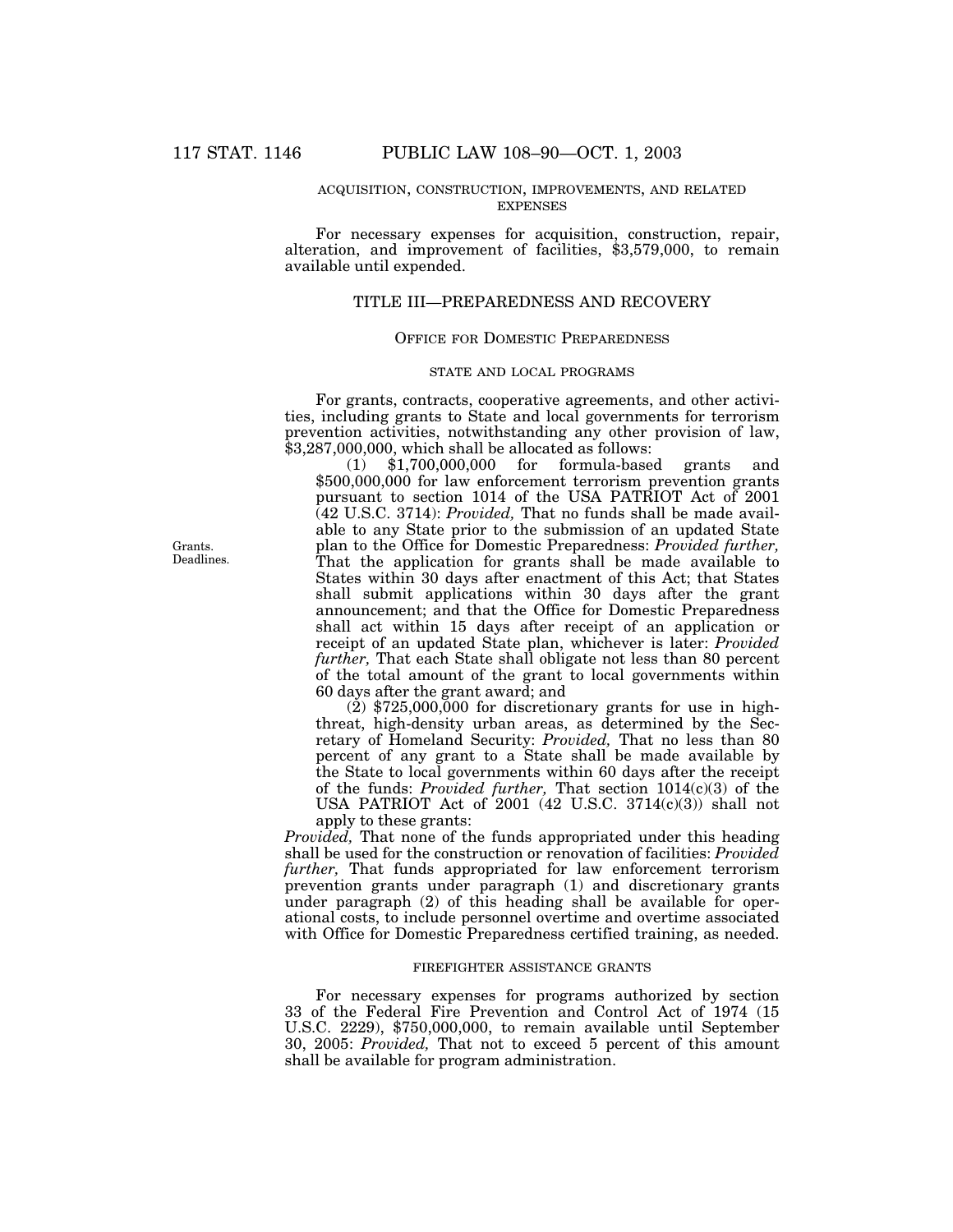ACQUISITION, CONSTRUCTION, IMPROVEMENTS, AND RELATED EXPENSES

For necessary expenses for acquisition, construction, repair, alteration, and improvement of facilities, $3,579,000, to remain available until expended.

## TITLE III—PREPAREDNESS AND RECOVERY

### OFFICE FOR DOMESTIC PREPAREDNESS

STATE AND LOCAL PROGRAMS

For grants, contracts, cooperative agreements, and other activities, including grants to State and local governments for terrorism prevention activities, notwithstanding any other provision of law, $3,287,000,000, which shall be allocated as follows:

(1) $1,700,000,000 for formula-based grants and $500,000,000 for law enforcement terrorism prevention grants pursuant to section 1014 of the USA PATRIOT Act of 2001 (42 U.S.C. 3714): *Provided,* That no funds shall be made available to any State prior to the submission of an updated State plan to the Office for Domestic Preparedness: *Provided further,* That the application for grants shall be made available to States within 30 days after enactment of this Act; that States shall submit applications within 30 days after the grant announcement; and that the Office for Domestic Preparedness shall act within 15 days after receipt of an application or receipt of an updated State plan, whichever is later: *Provided further,* That each State shall obligate not less than 80 percent of the total amount of the grant to local governments within 60 days after the grant award; and

Grants.
Deadlines.

(2) $725,000,000 for discretionary grants for use in high-threat, high-density urban areas, as determined by the Secretary of Homeland Security: *Provided,* That no less than 80 percent of any grant to a State shall be made available by the State to local governments within 60 days after the receipt of the funds: *Provided further,* That section 1014(c)(3) of the USA PATRIOT Act of 2001 (42 U.S.C. 3714(c)(3)) shall not apply to these grants:

*Provided,* That none of the funds appropriated under this heading shall be used for the construction or renovation of facilities: *Provided further,* That funds appropriated for law enforcement terrorism prevention grants under paragraph (1) and discretionary grants under paragraph (2) of this heading shall be available for operational costs, to include personnel overtime and overtime associated with Office for Domestic Preparedness certified training, as needed.

FIREFIGHTER ASSISTANCE GRANTS

For necessary expenses for programs authorized by section 33 of the Federal Fire Prevention and Control Act of 1974 (15 U.S.C. 2229), $750,000,000, to remain available until September 30, 2005: *Provided,* That not to exceed 5 percent of this amount shall be available for program administration.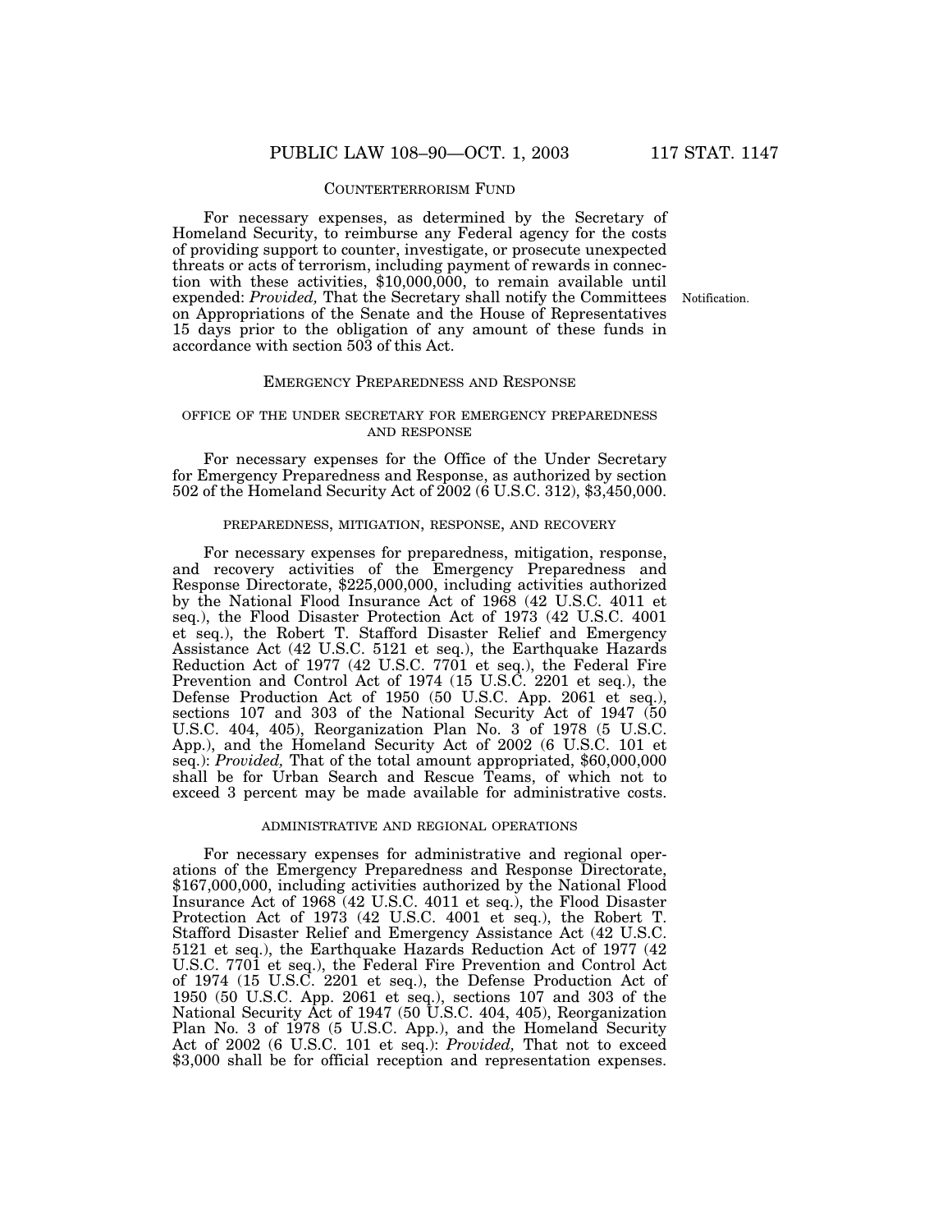## COUNTERTERRORISM FUND

For necessary expenses, as determined by the Secretary of Homeland Security, to reimburse any Federal agency for the costs of providing support to counter, investigate, or prosecute unexpected threats or acts of terrorism, including payment of rewards in connection with these activities, $10,000,000, to remain available until expended: *Provided,* That the Secretary shall notify the Committees on Appropriations of the Senate and the House of Representatives 15 days prior to the obligation of any amount of these funds in accordance with section 503 of this Act.

Notification.

## EMERGENCY PREPAREDNESS AND RESPONSE

### OFFICE OF THE UNDER SECRETARY FOR EMERGENCY PREPAREDNESS AND RESPONSE

For necessary expenses for the Office of the Under Secretary for Emergency Preparedness and Response, as authorized by section 502 of the Homeland Security Act of 2002 (6 U.S.C. 312), $3,450,000.

### PREPAREDNESS, MITIGATION, RESPONSE, AND RECOVERY

For necessary expenses for preparedness, mitigation, response, and recovery activities of the Emergency Preparedness and Response Directorate, $225,000,000, including activities authorized by the National Flood Insurance Act of 1968 (42 U.S.C. 4011 et seq.), the Flood Disaster Protection Act of 1973 (42 U.S.C. 4001 et seq.), the Robert T. Stafford Disaster Relief and Emergency Assistance Act (42 U.S.C. 5121 et seq.), the Earthquake Hazards Reduction Act of 1977 (42 U.S.C. 7701 et seq.), the Federal Fire Prevention and Control Act of 1974 (15 U.S.C. 2201 et seq.), the Defense Production Act of 1950 (50 U.S.C. App. 2061 et seq.), sections 107 and 303 of the National Security Act of 1947 (50 U.S.C. 404, 405), Reorganization Plan No. 3 of 1978 (5 U.S.C. App.), and the Homeland Security Act of 2002 (6 U.S.C. 101 et seq.): *Provided,* That of the total amount appropriated, $60,000,000 shall be for Urban Search and Rescue Teams, of which not to exceed 3 percent may be made available for administrative costs.

### ADMINISTRATIVE AND REGIONAL OPERATIONS

For necessary expenses for administrative and regional operations of the Emergency Preparedness and Response Directorate, $167,000,000, including activities authorized by the National Flood Insurance Act of 1968 (42 U.S.C. 4011 et seq.), the Flood Disaster Protection Act of 1973 (42 U.S.C. 4001 et seq.), the Robert T. Stafford Disaster Relief and Emergency Assistance Act (42 U.S.C. 5121 et seq.), the Earthquake Hazards Reduction Act of 1977 (42 U.S.C. 7701 et seq.), the Federal Fire Prevention and Control Act of 1974 (15 U.S.C. 2201 et seq.), the Defense Production Act of 1950 (50 U.S.C. App. 2061 et seq.), sections 107 and 303 of the National Security Act of 1947 (50 U.S.C. 404, 405), Reorganization Plan No. 3 of 1978 (5 U.S.C. App.), and the Homeland Security Act of 2002 (6 U.S.C. 101 et seq.): *Provided,* That not to exceed $3,000 shall be for official reception and representation expenses.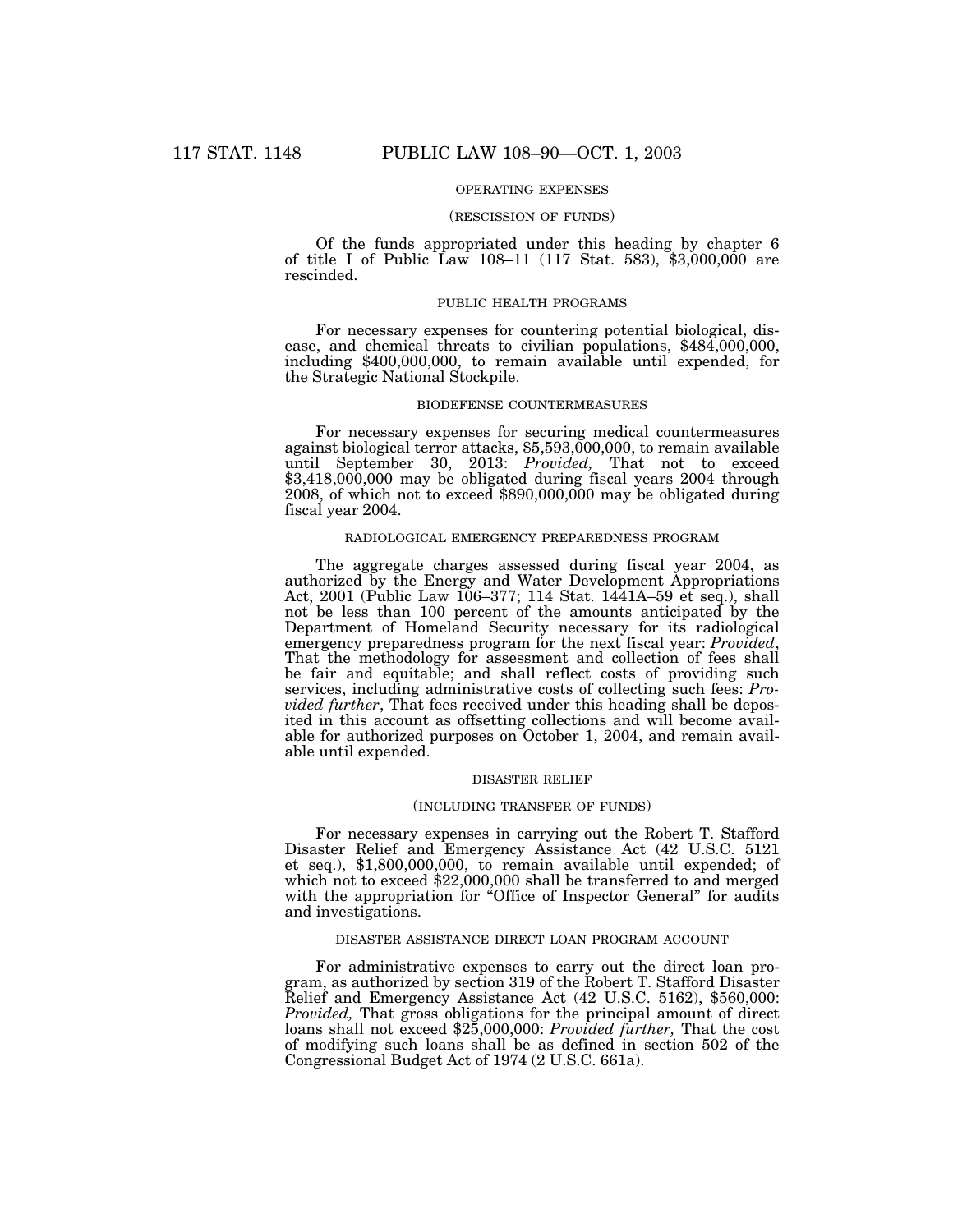OPERATING EXPENSES

(RESCISSION OF FUNDS)

Of the funds appropriated under this heading by chapter 6 of title I of Public Law 108–11 (117 Stat. 583), $3,000,000 are rescinded.

PUBLIC HEALTH PROGRAMS

For necessary expenses for countering potential biological, disease, and chemical threats to civilian populations, $484,000,000, including $400,000,000, to remain available until expended, for the Strategic National Stockpile.

BIODEFENSE COUNTERMEASURES

For necessary expenses for securing medical countermeasures against biological terror attacks, $5,593,000,000, to remain available until September 30, 2013: *Provided,* That not to exceed $3,418,000,000 may be obligated during fiscal years 2004 through 2008, of which not to exceed $890,000,000 may be obligated during fiscal year 2004.

RADIOLOGICAL EMERGENCY PREPAREDNESS PROGRAM

The aggregate charges assessed during fiscal year 2004, as authorized by the Energy and Water Development Appropriations Act, 2001 (Public Law 106–377; 114 Stat. 1441A–59 et seq.), shall not be less than 100 percent of the amounts anticipated by the Department of Homeland Security necessary for its radiological emergency preparedness program for the next fiscal year: *Provided*, That the methodology for assessment and collection of fees shall be fair and equitable; and shall reflect costs of providing such services, including administrative costs of collecting such fees: *Provided further*, That fees received under this heading shall be deposited in this account as offsetting collections and will become available for authorized purposes on October 1, 2004, and remain available until expended.

DISASTER RELIEF

(INCLUDING TRANSFER OF FUNDS)

For necessary expenses in carrying out the Robert T. Stafford Disaster Relief and Emergency Assistance Act (42 U.S.C. 5121 et seq.), $1,800,000,000, to remain available until expended; of which not to exceed $22,000,000 shall be transferred to and merged with the appropriation for "Office of Inspector General" for audits and investigations.

DISASTER ASSISTANCE DIRECT LOAN PROGRAM ACCOUNT

For administrative expenses to carry out the direct loan program, as authorized by section 319 of the Robert T. Stafford Disaster Relief and Emergency Assistance Act (42 U.S.C. 5162), $560,000: *Provided,* That gross obligations for the principal amount of direct loans shall not exceed $25,000,000: *Provided further,* That the cost of modifying such loans shall be as defined in section 502 of the Congressional Budget Act of 1974 (2 U.S.C. 661a).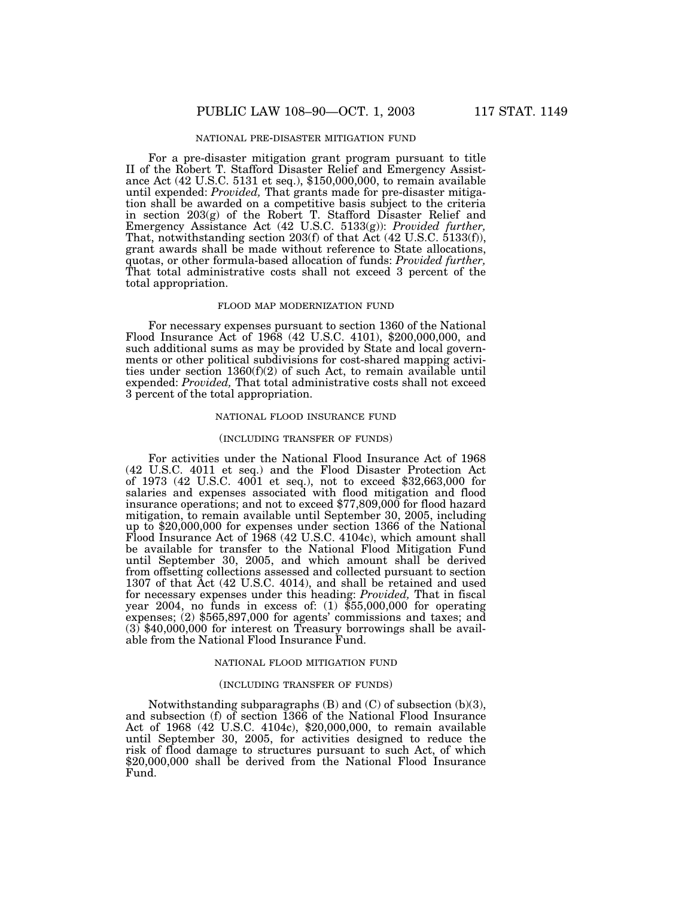NATIONAL PRE-DISASTER MITIGATION FUND

For a pre-disaster mitigation grant program pursuant to title II of the Robert T. Stafford Disaster Relief and Emergency Assistance Act (42 U.S.C. 5131 et seq.), $150,000,000, to remain available until expended: *Provided,* That grants made for pre-disaster mitigation shall be awarded on a competitive basis subject to the criteria in section 203(g) of the Robert T. Stafford Disaster Relief and Emergency Assistance Act (42 U.S.C. 5133(g)): *Provided further,* That, notwithstanding section 203(f) of that Act (42 U.S.C. 5133(f)), grant awards shall be made without reference to State allocations, quotas, or other formula-based allocation of funds: *Provided further,* That total administrative costs shall not exceed 3 percent of the total appropriation.

FLOOD MAP MODERNIZATION FUND

For necessary expenses pursuant to section 1360 of the National Flood Insurance Act of 1968 (42 U.S.C. 4101), $200,000,000, and such additional sums as may be provided by State and local governments or other political subdivisions for cost-shared mapping activities under section 1360(f)(2) of such Act, to remain available until expended: *Provided,* That total administrative costs shall not exceed 3 percent of the total appropriation.

NATIONAL FLOOD INSURANCE FUND

(INCLUDING TRANSFER OF FUNDS)

For activities under the National Flood Insurance Act of 1968 (42 U.S.C. 4011 et seq.) and the Flood Disaster Protection Act of 1973 (42 U.S.C. 4001 et seq.), not to exceed $32,663,000 for salaries and expenses associated with flood mitigation and flood insurance operations; and not to exceed $77,809,000 for flood hazard mitigation, to remain available until September 30, 2005, including up to $20,000,000 for expenses under section 1366 of the National Flood Insurance Act of 1968 (42 U.S.C. 4104c), which amount shall be available for transfer to the National Flood Mitigation Fund until September 30, 2005, and which amount shall be derived from offsetting collections assessed and collected pursuant to section 1307 of that Act (42 U.S.C. 4014), and shall be retained and used for necessary expenses under this heading: *Provided,* That in fiscal year 2004, no funds in excess of: (1) $55,000,000 for operating expenses; (2) $565,897,000 for agents' commissions and taxes; and (3) $40,000,000 for interest on Treasury borrowings shall be available from the National Flood Insurance Fund.

NATIONAL FLOOD MITIGATION FUND

(INCLUDING TRANSFER OF FUNDS)

Notwithstanding subparagraphs (B) and (C) of subsection (b)(3), and subsection (f) of section 1366 of the National Flood Insurance Act of 1968 (42 U.S.C. 4104c), $20,000,000, to remain available until September 30, 2005, for activities designed to reduce the risk of flood damage to structures pursuant to such Act, of which $20,000,000 shall be derived from the National Flood Insurance Fund.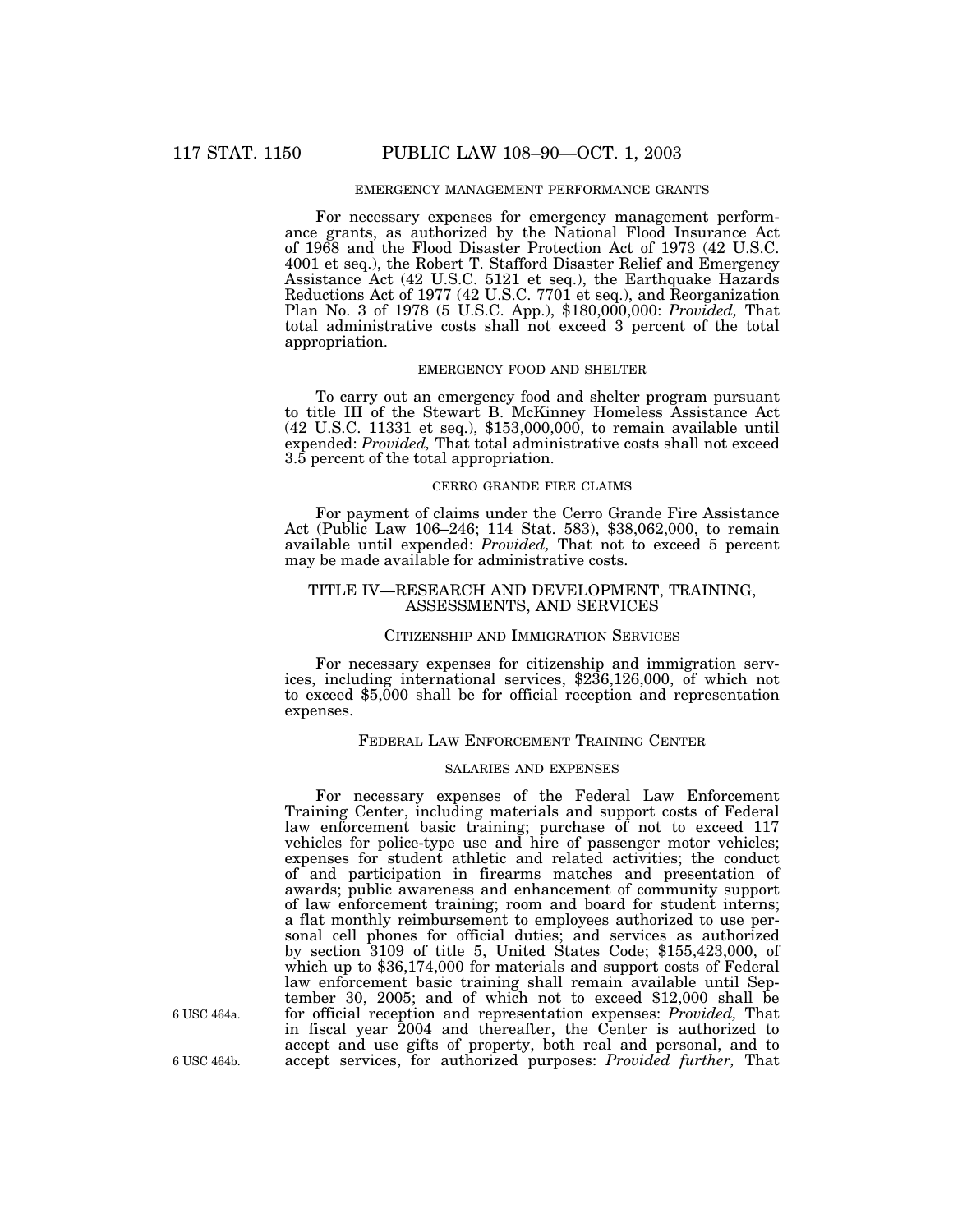EMERGENCY MANAGEMENT PERFORMANCE GRANTS

For necessary expenses for emergency management performance grants, as authorized by the National Flood Insurance Act of 1968 and the Flood Disaster Protection Act of 1973 (42 U.S.C. 4001 et seq.), the Robert T. Stafford Disaster Relief and Emergency Assistance Act (42 U.S.C. 5121 et seq.), the Earthquake Hazards Reductions Act of 1977 (42 U.S.C. 7701 et seq.), and Reorganization Plan No. 3 of 1978 (5 U.S.C. App.), $180,000,000: *Provided,* That total administrative costs shall not exceed 3 percent of the total appropriation.

EMERGENCY FOOD AND SHELTER

To carry out an emergency food and shelter program pursuant to title III of the Stewart B. McKinney Homeless Assistance Act (42 U.S.C. 11331 et seq.), $153,000,000, to remain available until expended: *Provided,* That total administrative costs shall not exceed 3.5 percent of the total appropriation.

CERRO GRANDE FIRE CLAIMS

For payment of claims under the Cerro Grande Fire Assistance Act (Public Law 106–246; 114 Stat. 583), $38,062,000, to remain available until expended: *Provided,* That not to exceed 5 percent may be made available for administrative costs.

## TITLE IV—RESEARCH AND DEVELOPMENT, TRAINING, ASSESSMENTS, AND SERVICES

### CITIZENSHIP AND IMMIGRATION SERVICES

For necessary expenses for citizenship and immigration services, including international services, $236,126,000, of which not to exceed $5,000 shall be for official reception and representation expenses.

### FEDERAL LAW ENFORCEMENT TRAINING CENTER

SALARIES AND EXPENSES

For necessary expenses of the Federal Law Enforcement Training Center, including materials and support costs of Federal law enforcement basic training; purchase of not to exceed 117 vehicles for police-type use and hire of passenger motor vehicles; expenses for student athletic and related activities; the conduct of and participation in firearms matches and presentation of awards; public awareness and enhancement of community support of law enforcement training; room and board for student interns; a flat monthly reimbursement to employees authorized to use personal cell phones for official duties; and services as authorized by section 3109 of title 5, United States Code; $155,423,000, of which up to $36,174,000 for materials and support costs of Federal law enforcement basic training shall remain available until September 30, 2005; and of which not to exceed $12,000 shall be for official reception and representation expenses: *Provided,* That in fiscal year 2004 and thereafter, the Center is authorized to accept and use gifts of property, both real and personal, and to accept services, for authorized purposes: *Provided further,* That

6 USC 464a.

6 USC 464b.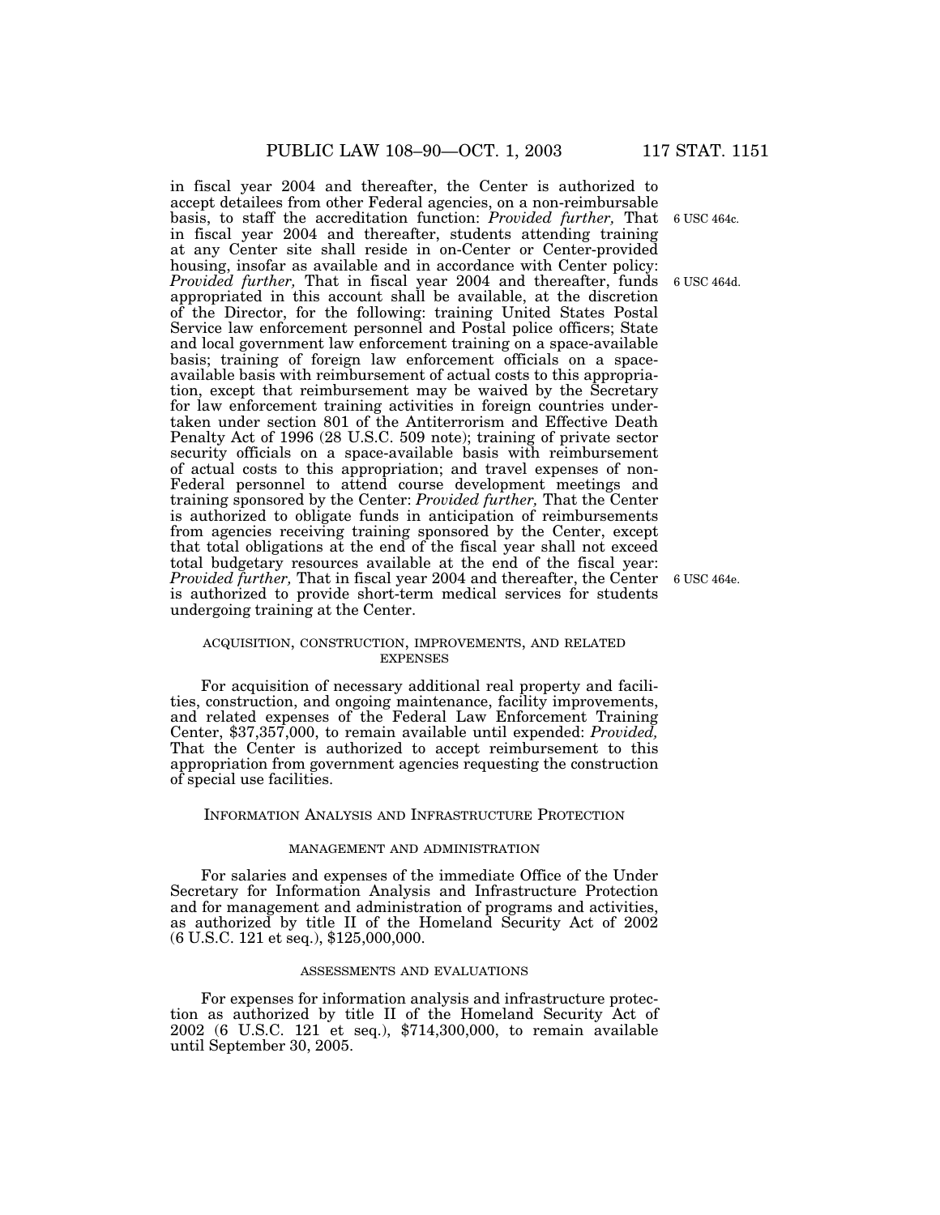in fiscal year 2004 and thereafter, the Center is authorized to accept detailees from other Federal agencies, on a non-reimbursable basis, to staff the accreditation function: *Provided further,* That in fiscal year 2004 and thereafter, students attending training at any Center site shall reside in on-Center or Center-provided housing, insofar as available and in accordance with Center policy: *Provided further,* That in fiscal year 2004 and thereafter, funds appropriated in this account shall be available, at the discretion of the Director, for the following: training United States Postal Service law enforcement personnel and Postal police officers; State and local government law enforcement training on a space-available basis; training of foreign law enforcement officials on a space-available basis with reimbursement of actual costs to this appropriation, except that reimbursement may be waived by the Secretary for law enforcement training activities in foreign countries undertaken under section 801 of the Antiterrorism and Effective Death Penalty Act of 1996 (28 U.S.C. 509 note); training of private sector security officials on a space-available basis with reimbursement of actual costs to this appropriation; and travel expenses of non-Federal personnel to attend course development meetings and training sponsored by the Center: *Provided further,* That the Center is authorized to obligate funds in anticipation of reimbursements from agencies receiving training sponsored by the Center, except that total obligations at the end of the fiscal year shall not exceed total budgetary resources available at the end of the fiscal year: *Provided further,* That in fiscal year 2004 and thereafter, the Center is authorized to provide short-term medical services for students undergoing training at the Center.

6 USC 464c.

6 USC 464d.

6 USC 464e.

###### ACQUISITION, CONSTRUCTION, IMPROVEMENTS, AND RELATED EXPENSES

For acquisition of necessary additional real property and facilities, construction, and ongoing maintenance, facility improvements, and related expenses of the Federal Law Enforcement Training Center, $37,357,000, to remain available until expended: *Provided,* That the Center is authorized to accept reimbursement to this appropriation from government agencies requesting the construction of special use facilities.

#### INFORMATION ANALYSIS AND INFRASTRUCTURE PROTECTION

###### MANAGEMENT AND ADMINISTRATION

For salaries and expenses of the immediate Office of the Under Secretary for Information Analysis and Infrastructure Protection and for management and administration of programs and activities, as authorized by title II of the Homeland Security Act of 2002 (6 U.S.C. 121 et seq.), $125,000,000.

###### ASSESSMENTS AND EVALUATIONS

For expenses for information analysis and infrastructure protection as authorized by title II of the Homeland Security Act of 2002 (6 U.S.C. 121 et seq.), $714,300,000, to remain available until September 30, 2005.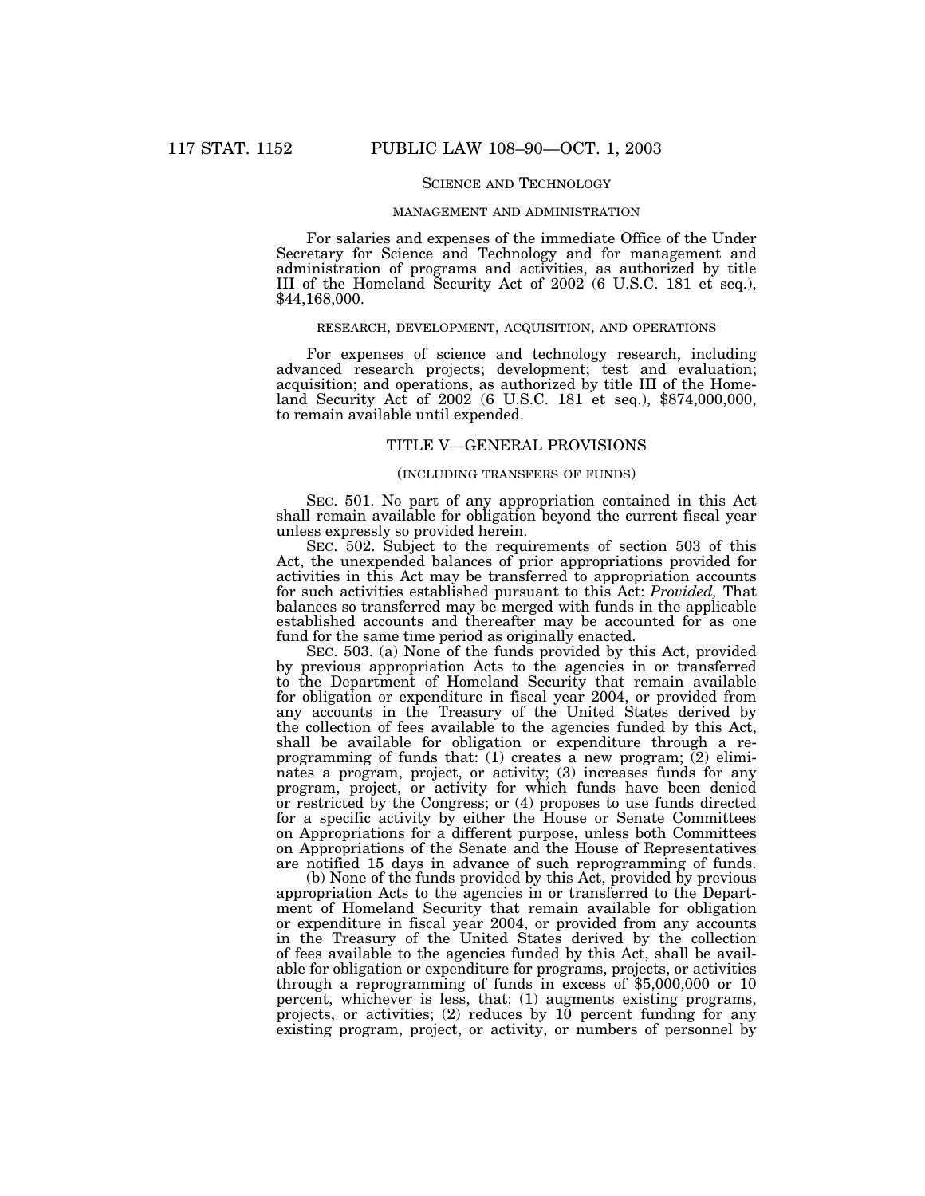## SCIENCE AND TECHNOLOGY

### MANAGEMENT AND ADMINISTRATION

For salaries and expenses of the immediate Office of the Under Secretary for Science and Technology and for management and administration of programs and activities, as authorized by title III of the Homeland Security Act of 2002 (6 U.S.C. 181 et seq.), $44,168,000.

### RESEARCH, DEVELOPMENT, ACQUISITION, AND OPERATIONS

For expenses of science and technology research, including advanced research projects; development; test and evaluation; acquisition; and operations, as authorized by title III of the Homeland Security Act of 2002 (6 U.S.C. 181 et seq.), $874,000,000, to remain available until expended.

## TITLE V—GENERAL PROVISIONS

### (INCLUDING TRANSFERS OF FUNDS)

SEC. 501. No part of any appropriation contained in this Act shall remain available for obligation beyond the current fiscal year unless expressly so provided herein.

SEC. 502. Subject to the requirements of section 503 of this Act, the unexpended balances of prior appropriations provided for activities in this Act may be transferred to appropriation accounts for such activities established pursuant to this Act: *Provided,* That balances so transferred may be merged with funds in the applicable established accounts and thereafter may be accounted for as one fund for the same time period as originally enacted.

SEC. 503. (a) None of the funds provided by this Act, provided by previous appropriation Acts to the agencies in or transferred to the Department of Homeland Security that remain available for obligation or expenditure in fiscal year 2004, or provided from any accounts in the Treasury of the United States derived by the collection of fees available to the agencies funded by this Act, shall be available for obligation or expenditure through a reprogramming of funds that: (1) creates a new program; (2) eliminates a program, project, or activity; (3) increases funds for any program, project, or activity for which funds have been denied or restricted by the Congress; or (4) proposes to use funds directed for a specific activity by either the House or Senate Committees on Appropriations for a different purpose, unless both Committees on Appropriations of the Senate and the House of Representatives are notified 15 days in advance of such reprogramming of funds.

(b) None of the funds provided by this Act, provided by previous appropriation Acts to the agencies in or transferred to the Department of Homeland Security that remain available for obligation or expenditure in fiscal year 2004, or provided from any accounts in the Treasury of the United States derived by the collection of fees available to the agencies funded by this Act, shall be available for obligation or expenditure for programs, projects, or activities through a reprogramming of funds in excess of $5,000,000 or 10 percent, whichever is less, that: (1) augments existing programs, projects, or activities; (2) reduces by 10 percent funding for any existing program, project, or activity, or numbers of personnel by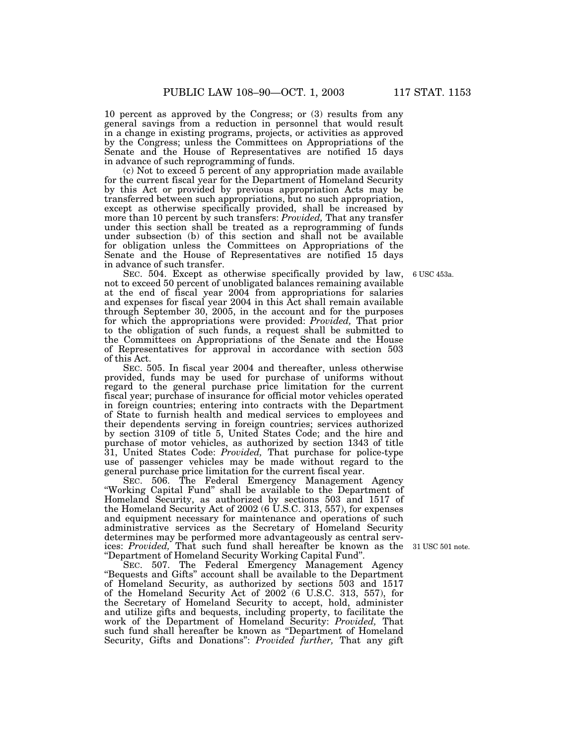10 percent as approved by the Congress; or (3) results from any general savings from a reduction in personnel that would result in a change in existing programs, projects, or activities as approved by the Congress; unless the Committees on Appropriations of the Senate and the House of Representatives are notified 15 days in advance of such reprogramming of funds.

(c) Not to exceed 5 percent of any appropriation made available for the current fiscal year for the Department of Homeland Security by this Act or provided by previous appropriation Acts may be transferred between such appropriations, but no such appropriation, except as otherwise specifically provided, shall be increased by more than 10 percent by such transfers: *Provided,* That any transfer under this section shall be treated as a reprogramming of funds under subsection (b) of this section and shall not be available for obligation unless the Committees on Appropriations of the Senate and the House of Representatives are notified 15 days in advance of such transfer.

6 USC 453a.

SEC. 504. Except as otherwise specifically provided by law, not to exceed 50 percent of unobligated balances remaining available at the end of fiscal year 2004 from appropriations for salaries and expenses for fiscal year 2004 in this Act shall remain available through September 30, 2005, in the account and for the purposes for which the appropriations were provided: *Provided,* That prior to the obligation of such funds, a request shall be submitted to the Committees on Appropriations of the Senate and the House of Representatives for approval in accordance with section 503 of this Act.

SEC. 505. In fiscal year 2004 and thereafter, unless otherwise provided, funds may be used for purchase of uniforms without regard to the general purchase price limitation for the current fiscal year; purchase of insurance for official motor vehicles operated in foreign countries; entering into contracts with the Department of State to furnish health and medical services to employees and their dependents serving in foreign countries; services authorized by section 3109 of title 5, United States Code; and the hire and purchase of motor vehicles, as authorized by section 1343 of title 31, United States Code: *Provided,* That purchase for police-type use of passenger vehicles may be made without regard to the general purchase price limitation for the current fiscal year.

SEC. 506. The Federal Emergency Management Agency "Working Capital Fund" shall be available to the Department of Homeland Security, as authorized by sections 503 and 1517 of the Homeland Security Act of 2002 (6 U.S.C. 313, 557), for expenses and equipment necessary for maintenance and operations of such administrative services as the Secretary of Homeland Security determines may be performed more advantageously as central services: *Provided,* That such fund shall hereafter be known as the "Department of Homeland Security Working Capital Fund".

31 USC 501 note.

SEC. 507. The Federal Emergency Management Agency "Bequests and Gifts" account shall be available to the Department of Homeland Security, as authorized by sections 503 and 1517 of the Homeland Security Act of 2002 (6 U.S.C. 313, 557), for the Secretary of Homeland Security to accept, hold, administer and utilize gifts and bequests, including property, to facilitate the work of the Department of Homeland Security: *Provided,* That such fund shall hereafter be known as "Department of Homeland Security, Gifts and Donations": *Provided further,* That any gift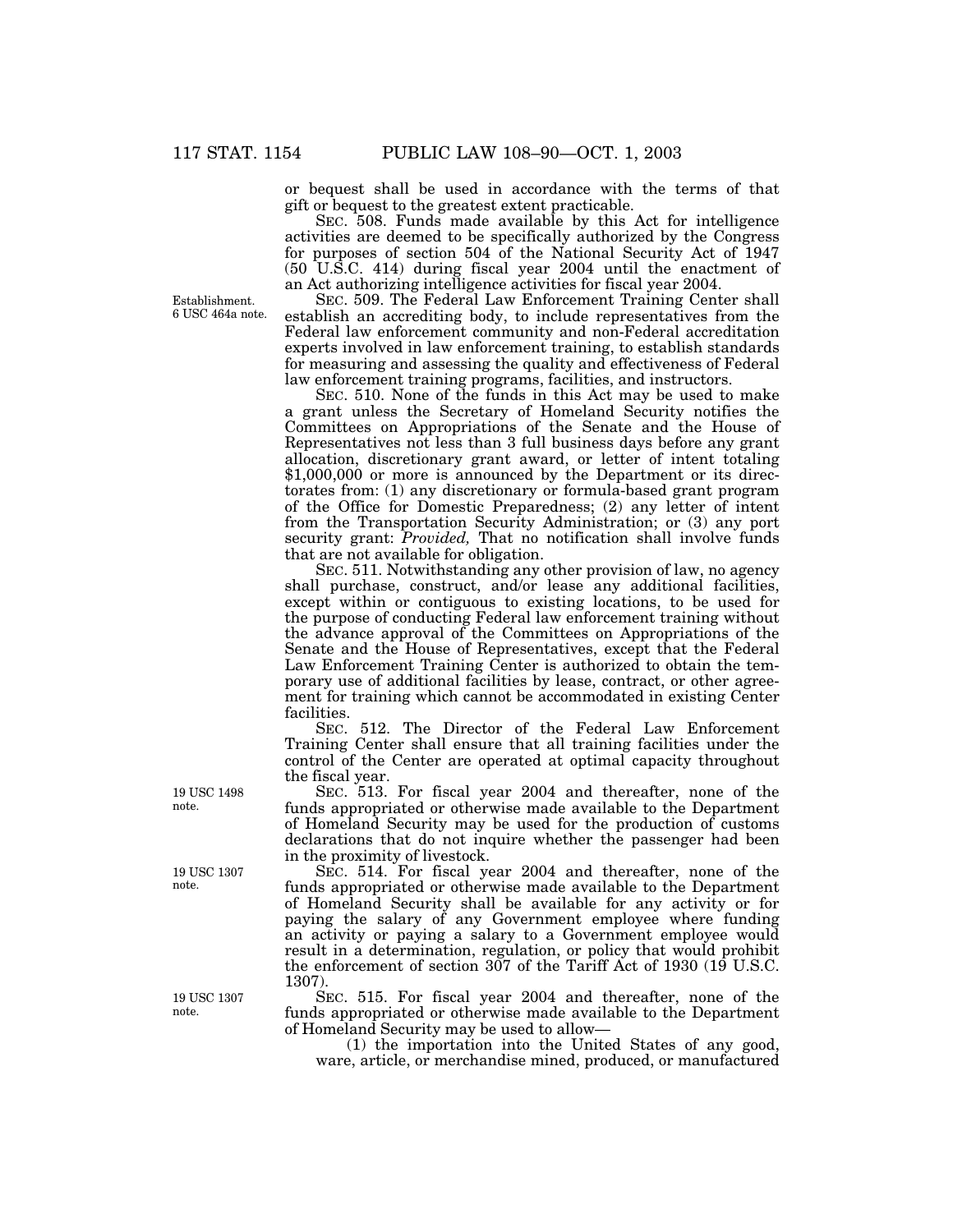or bequest shall be used in accordance with the terms of that gift or bequest to the greatest extent practicable.

SEC. 508. Funds made available by this Act for intelligence activities are deemed to be specifically authorized by the Congress for purposes of section 504 of the National Security Act of 1947 (50 U.S.C. 414) during fiscal year 2004 until the enactment of an Act authorizing intelligence activities for fiscal year 2004.

Establishment. 6 USC 464a note.

SEC. 509. The Federal Law Enforcement Training Center shall establish an accrediting body, to include representatives from the Federal law enforcement community and non-Federal accreditation experts involved in law enforcement training, to establish standards for measuring and assessing the quality and effectiveness of Federal law enforcement training programs, facilities, and instructors.

SEC. 510. None of the funds in this Act may be used to make a grant unless the Secretary of Homeland Security notifies the Committees on Appropriations of the Senate and the House of Representatives not less than 3 full business days before any grant allocation, discretionary grant award, or letter of intent totaling $1,000,000 or more is announced by the Department or its directorates from: (1) any discretionary or formula-based grant program of the Office for Domestic Preparedness; (2) any letter of intent from the Transportation Security Administration; or (3) any port security grant: *Provided,* That no notification shall involve funds that are not available for obligation.

SEC. 511. Notwithstanding any other provision of law, no agency shall purchase, construct, and/or lease any additional facilities, except within or contiguous to existing locations, to be used for the purpose of conducting Federal law enforcement training without the advance approval of the Committees on Appropriations of the Senate and the House of Representatives, except that the Federal Law Enforcement Training Center is authorized to obtain the temporary use of additional facilities by lease, contract, or other agreement for training which cannot be accommodated in existing Center facilities.

SEC. 512. The Director of the Federal Law Enforcement Training Center shall ensure that all training facilities under the control of the Center are operated at optimal capacity throughout the fiscal year.

19 USC 1498 note.

SEC. 513. For fiscal year 2004 and thereafter, none of the funds appropriated or otherwise made available to the Department of Homeland Security may be used for the production of customs declarations that do not inquire whether the passenger had been in the proximity of livestock.

19 USC 1307 note.

SEC. 514. For fiscal year 2004 and thereafter, none of the funds appropriated or otherwise made available to the Department of Homeland Security shall be available for any activity or for paying the salary of any Government employee where funding an activity or paying a salary to a Government employee would result in a determination, regulation, or policy that would prohibit the enforcement of section 307 of the Tariff Act of 1930 (19 U.S.C. 1307).

19 USC 1307 note.

SEC. 515. For fiscal year 2004 and thereafter, none of the funds appropriated or otherwise made available to the Department of Homeland Security may be used to allow—

(1) the importation into the United States of any good, ware, article, or merchandise mined, produced, or manufactured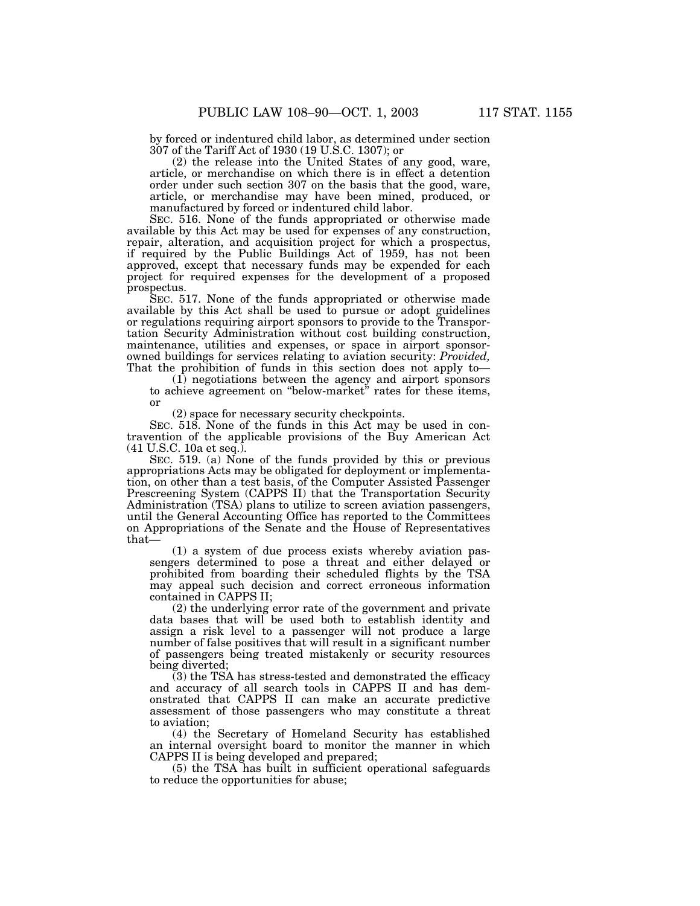by forced or indentured child labor, as determined under section 307 of the Tariff Act of 1930 (19 U.S.C. 1307); or

(2) the release into the United States of any good, ware, article, or merchandise on which there is in effect a detention order under such section 307 on the basis that the good, ware, article, or merchandise may have been mined, produced, or manufactured by forced or indentured child labor.

SEC. 516. None of the funds appropriated or otherwise made available by this Act may be used for expenses of any construction, repair, alteration, and acquisition project for which a prospectus, if required by the Public Buildings Act of 1959, has not been approved, except that necessary funds may be expended for each project for required expenses for the development of a proposed prospectus.

SEC. 517. None of the funds appropriated or otherwise made available by this Act shall be used to pursue or adopt guidelines or regulations requiring airport sponsors to provide to the Transportation Security Administration without cost building construction, maintenance, utilities and expenses, or space in airport sponsor-owned buildings for services relating to aviation security: *Provided,* That the prohibition of funds in this section does not apply to—

(1) negotiations between the agency and airport sponsors to achieve agreement on "below-market" rates for these items, or

(2) space for necessary security checkpoints.

SEC. 518. None of the funds in this Act may be used in contravention of the applicable provisions of the Buy American Act (41 U.S.C. 10a et seq.).

SEC. 519. (a) None of the funds provided by this or previous appropriations Acts may be obligated for deployment or implementation, on other than a test basis, of the Computer Assisted Passenger Prescreening System (CAPPS II) that the Transportation Security Administration (TSA) plans to utilize to screen aviation passengers, until the General Accounting Office has reported to the Committees on Appropriations of the Senate and the House of Representatives that—

(1) a system of due process exists whereby aviation passengers determined to pose a threat and either delayed or prohibited from boarding their scheduled flights by the TSA may appeal such decision and correct erroneous information contained in CAPPS II;

(2) the underlying error rate of the government and private data bases that will be used both to establish identity and assign a risk level to a passenger will not produce a large number of false positives that will result in a significant number of passengers being treated mistakenly or security resources being diverted;

(3) the TSA has stress-tested and demonstrated the efficacy and accuracy of all search tools in CAPPS II and has demonstrated that CAPPS II can make an accurate predictive assessment of those passengers who may constitute a threat to aviation;

(4) the Secretary of Homeland Security has established an internal oversight board to monitor the manner in which CAPPS II is being developed and prepared;

(5) the TSA has built in sufficient operational safeguards to reduce the opportunities for abuse;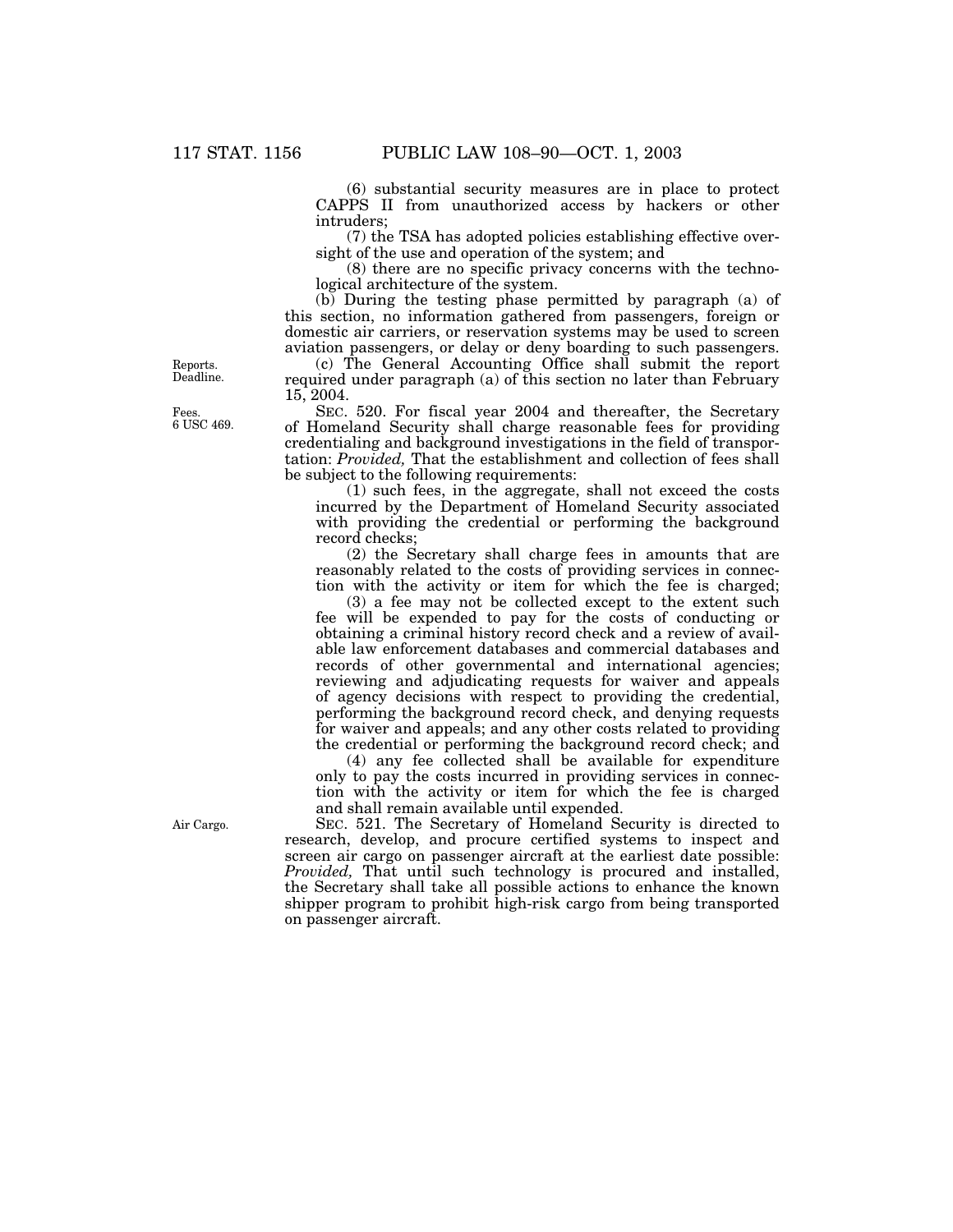(6) substantial security measures are in place to protect CAPPS II from unauthorized access by hackers or other intruders;

(7) the TSA has adopted policies establishing effective oversight of the use and operation of the system; and

(8) there are no specific privacy concerns with the technological architecture of the system.

(b) During the testing phase permitted by paragraph (a) of this section, no information gathered from passengers, foreign or domestic air carriers, or reservation systems may be used to screen aviation passengers, or delay or deny boarding to such passengers.

Reports. Deadline.

(c) The General Accounting Office shall submit the report required under paragraph (a) of this section no later than February 15, 2004.

Fees. 6 USC 469.

SEC. 520. For fiscal year 2004 and thereafter, the Secretary of Homeland Security shall charge reasonable fees for providing credentialing and background investigations in the field of transportation: *Provided,* That the establishment and collection of fees shall be subject to the following requirements:

(1) such fees, in the aggregate, shall not exceed the costs incurred by the Department of Homeland Security associated with providing the credential or performing the background record checks;

(2) the Secretary shall charge fees in amounts that are reasonably related to the costs of providing services in connection with the activity or item for which the fee is charged;

(3) a fee may not be collected except to the extent such fee will be expended to pay for the costs of conducting or obtaining a criminal history record check and a review of available law enforcement databases and commercial databases and records of other governmental and international agencies; reviewing and adjudicating requests for waiver and appeals of agency decisions with respect to providing the credential, performing the background record check, and denying requests for waiver and appeals; and any other costs related to providing the credential or performing the background record check; and

(4) any fee collected shall be available for expenditure only to pay the costs incurred in providing services in connection with the activity or item for which the fee is charged and shall remain available until expended.

Air Cargo.

SEC. 521. The Secretary of Homeland Security is directed to research, develop, and procure certified systems to inspect and screen air cargo on passenger aircraft at the earliest date possible: *Provided,* That until such technology is procured and installed, the Secretary shall take all possible actions to enhance the known shipper program to prohibit high-risk cargo from being transported on passenger aircraft.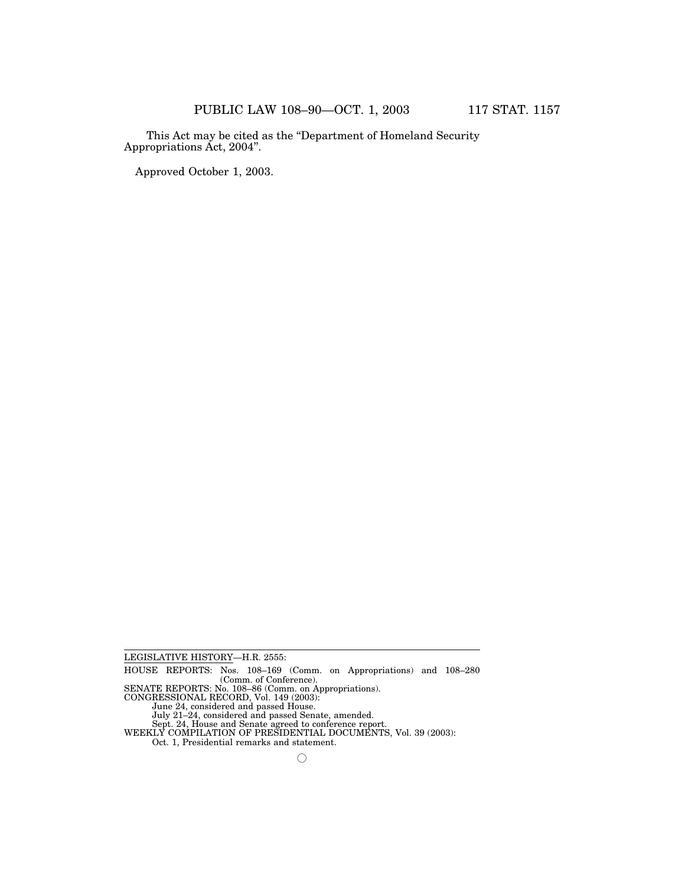This Act may be cited as the "Department of Homeland Security Appropriations Act, 2004".

Approved October 1, 2003.

---

LEGISLATIVE HISTORY—H.R. 2555:

HOUSE REPORTS: Nos. 108–169 (Comm. on Appropriations) and 108–280 (Comm. of Conference).
SENATE REPORTS: No. 108–86 (Comm. on Appropriations).
CONGRESSIONAL RECORD, Vol. 149 (2003):
June 24, considered and passed House.
July 21–24, considered and passed Senate, amended.
Sept. 24, House and Senate agreed to conference report.
WEEKLY COMPILATION OF PRESIDENTIAL DOCUMENTS, Vol. 39 (2003):
Oct. 1, Presidential remarks and statement.